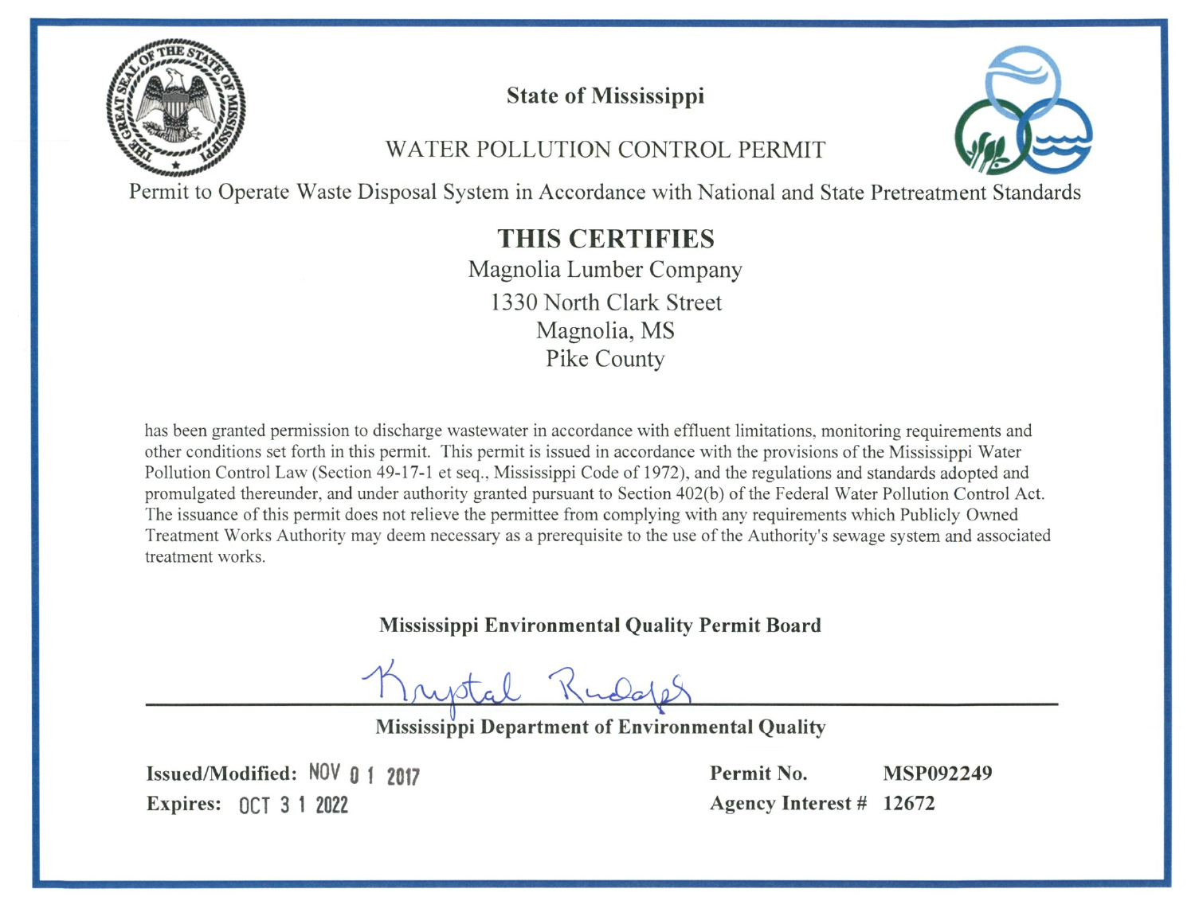**State of Mississippi**

WATER POLLUTION CONTROL PERMIT

Permit to Operate Waste Disposal System in Accordance with National and State Pretreatment Standards

# THIS CERTIFIES

Magnolia Lumber Company
1330 North Clark Street
Magnolia, MS
Pike County

has been granted permission to discharge wastewater in accordance with effluent limitations, monitoring requirements and other conditions set forth in this permit. This permit is issued in accordance with the provisions of the Mississippi Water Pollution Control Law (Section 49-17-1 et seq., Mississippi Code of 1972), and the regulations and standards adopted and promulgated thereunder, and under authority granted pursuant to Section 402(b) of the Federal Water Pollution Control Act. The issuance of this permit does not relieve the permittee from complying with any requirements which Publicly Owned Treatment Works Authority may deem necessary as a prerequisite to the use of the Authority's sewage system and associated treatment works.

**Mississippi Environmental Quality Permit Board**

Krystal Rudolph

**Mississippi Department of Environmental Quality**

**Issued/Modified:** NOV 01 2017

**Expires:** OCT 31 2022

**Permit No.** **MSP092249**

**Agency Interest #** **12672**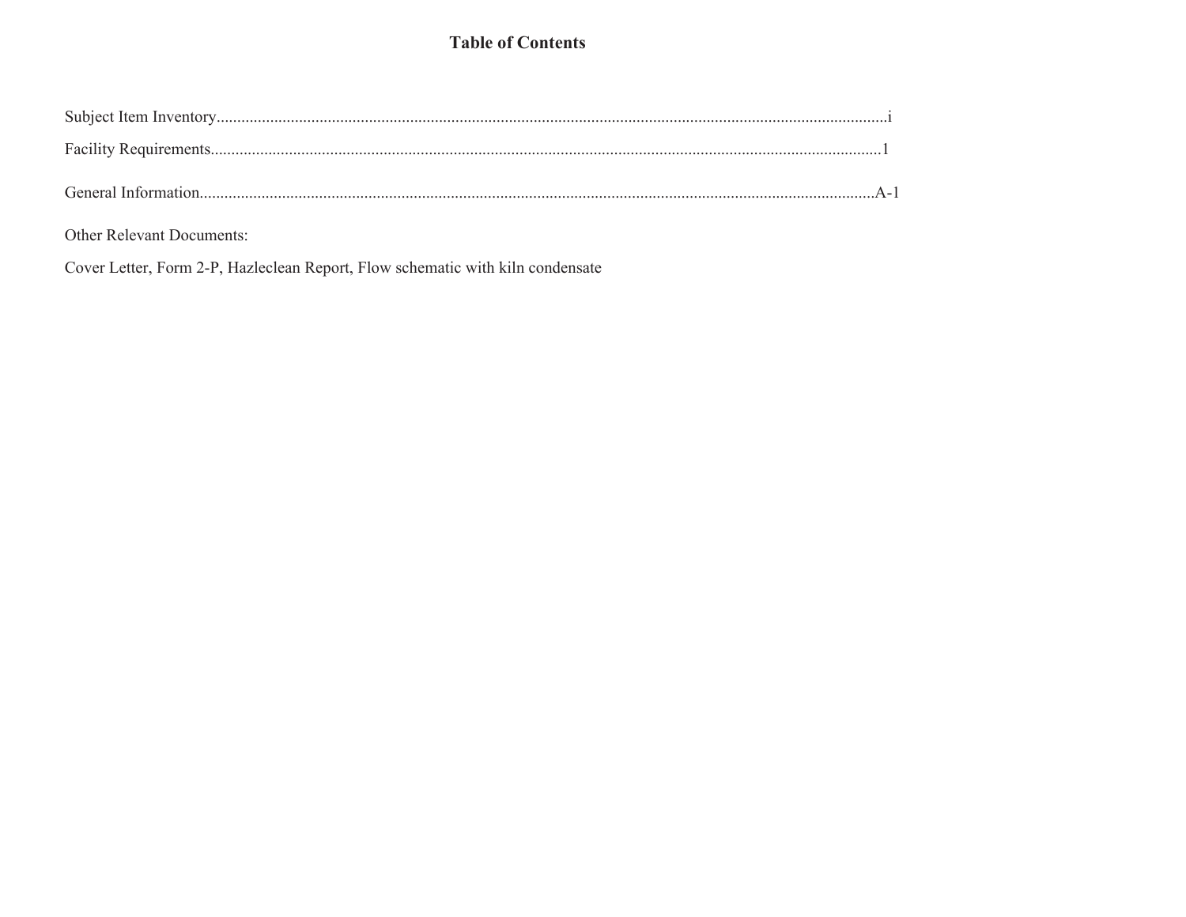# Table of Contents

Subject Item Inventory....................................................................................................................................................i

Facility Requirements....................................................................................................................................................1

General Information....................................................................................................................................................A-1

Other Relevant Documents:

Cover Letter, Form 2-P, Hazleclean Report, Flow schematic with kiln condensate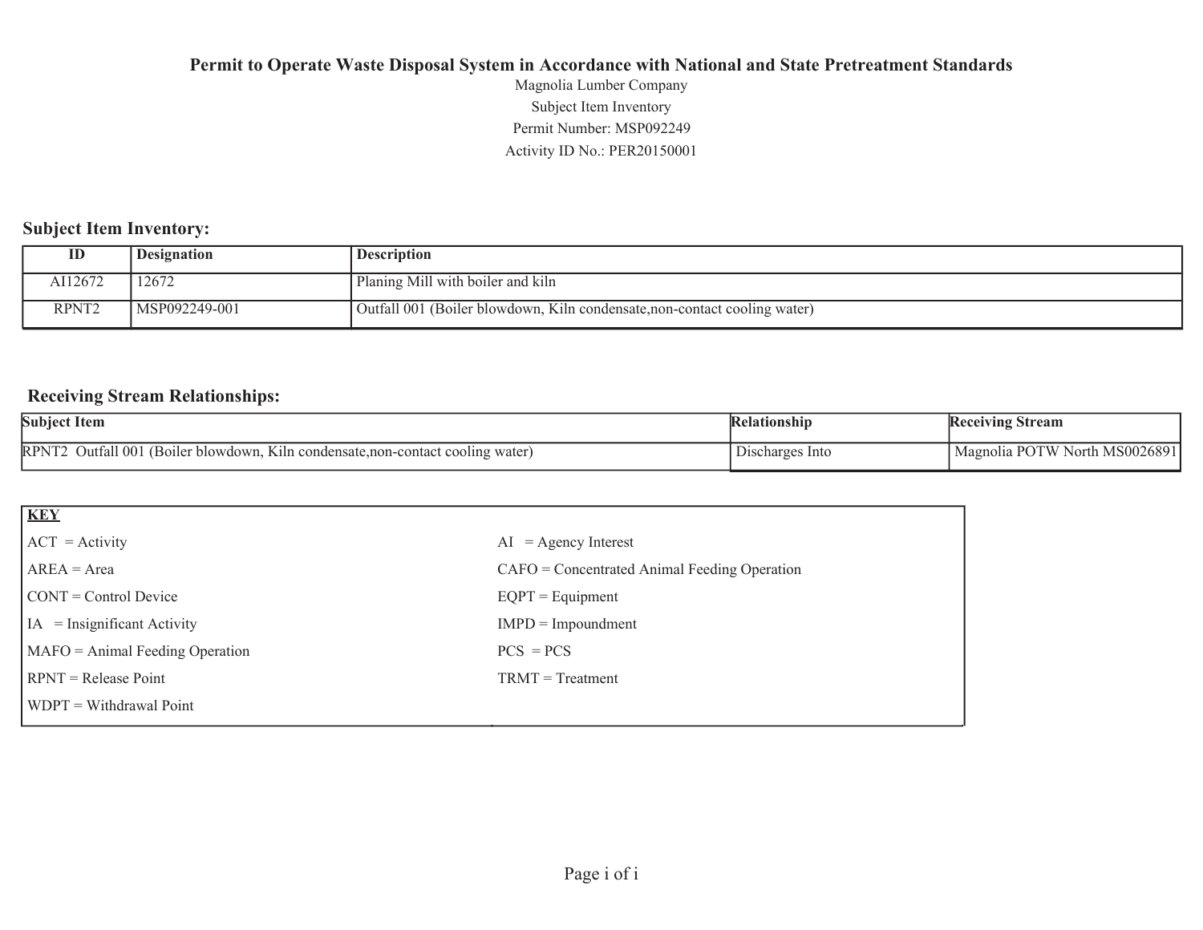# Permit to Operate Waste Disposal System in Accordance with National and State Pretreatment Standards

Magnolia Lumber Company

Subject Item Inventory

Permit Number: MSP092249

Activity ID No.: PER20150001

## Subject Item Inventory:

| ID | Designation | Description |
|---|---|---|
| AI12672 | 12672 | Planing Mill with boiler and kiln |
| RPNT2 | MSP092249-001 | Outfall 001 (Boiler blowdown, Kiln condensate,non-contact cooling water) |

## Receiving Stream Relationships:

| Subject Item | Relationship | Receiving Stream |
|---|---|---|
| RPNT2 Outfall 001 (Boiler blowdown, Kiln condensate,non-contact cooling water) | Discharges Into | Magnolia POTW North MS0026891 |

| **KEY** | |
|---|---|
| ACT = Activity | AI = Agency Interest |
| AREA = Area | CAFO = Concentrated Animal Feeding Operation |
| CONT = Control Device | EQPT = Equipment |
| IA = Insignificant Activity | IMPD = Impoundment |
| MAFO = Animal Feeding Operation | PCS = PCS |
| RPNT = Release Point | TRMT = Treatment |
| WDPT = Withdrawal Point | |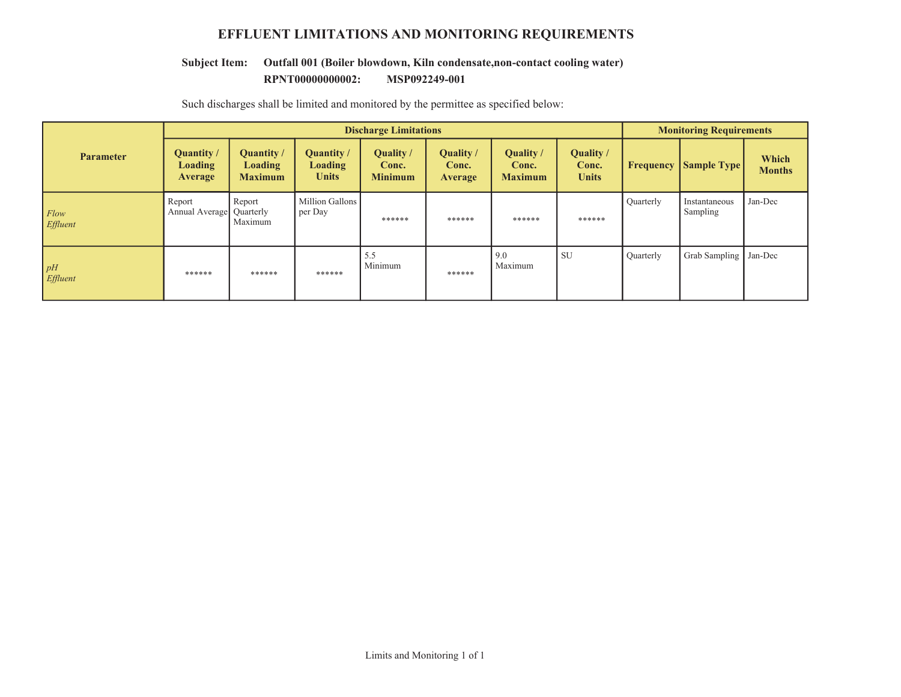# EFFLUENT LIMITATIONS AND MONITORING REQUIREMENTS

**Subject Item: Outfall 001 (Boiler blowdown, Kiln condensate,non-contact cooling water)**
**RPNT00000000002: MSP092249-001**

Such discharges shall be limited and monitored by the permittee as specified below:

| Parameter | Discharge Limitations | | | | | | | Monitoring Requirements | | |
|---|---|---|---|---|---|---|---|---|---|---|
| | Quantity / Loading Average | Quantity / Loading Maximum | Quantity / Loading Units | Quality / Conc. Minimum | Quality / Conc. Average | Quality / Conc. Maximum | Quality / Conc. Units | Frequency | Sample Type | Which Months |
| *Flow Effluent* | Report Annual Average | Report Quarterly Maximum | Million Gallons per Day | ****** | ****** | ****** | ****** | Quarterly | Instantaneous Sampling | Jan-Dec |
| *pH Effluent* | ****** | ****** | ****** | 5.5 Minimum | ****** | 9.0 Maximum | SU | Quarterly | Grab Sampling | Jan-Dec |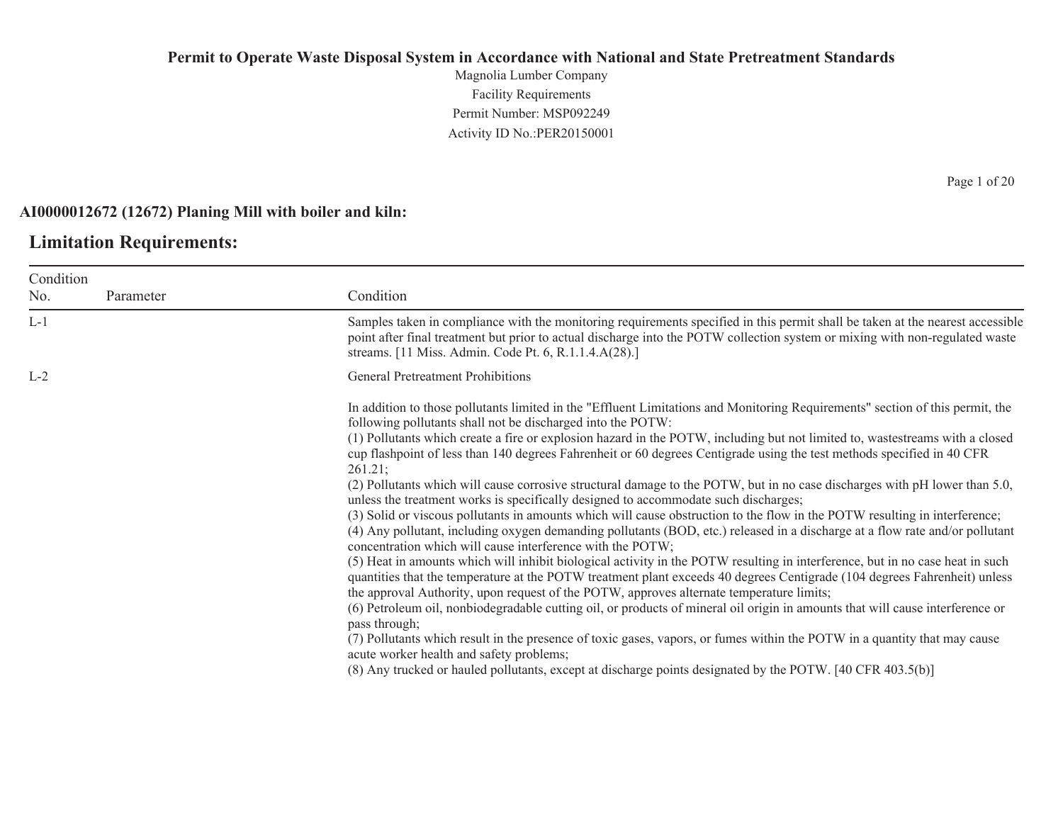**Permit to Operate Waste Disposal System in Accordance with National and State Pretreatment Standards**

Magnolia Lumber Company
Facility Requirements
Permit Number: MSP092249
Activity ID No.:PER20150001

**AI0000012672 (12672) Planing Mill with boiler and kiln:**

## Limitation Requirements:

| Condition No. | Parameter | Condition |
|---|---|---|
| L-1 | | Samples taken in compliance with the monitoring requirements specified in this permit shall be taken at the nearest accessible point after final treatment but prior to actual discharge into the POTW collection system or mixing with non-regulated waste streams. [11 Miss. Admin. Code Pt. 6, R.1.1.4.A(28).] |
| L-2 | | General Pretreatment Prohibitions<br><br>In addition to those pollutants limited in the "Effluent Limitations and Monitoring Requirements" section of this permit, the following pollutants shall not be discharged into the POTW:<br>(1) Pollutants which create a fire or explosion hazard in the POTW, including but not limited to, wastestreams with a closed cup flashpoint of less than 140 degrees Fahrenheit or 60 degrees Centigrade using the test methods specified in 40 CFR 261.21;<br>(2) Pollutants which will cause corrosive structural damage to the POTW, but in no case discharges with pH lower than 5.0, unless the treatment works is specifically designed to accommodate such discharges;<br>(3) Solid or viscous pollutants in amounts which will cause obstruction to the flow in the POTW resulting in interference;<br>(4) Any pollutant, including oxygen demanding pollutants (BOD, etc.) released in a discharge at a flow rate and/or pollutant concentration which will cause interference with the POTW;<br>(5) Heat in amounts which will inhibit biological activity in the POTW resulting in interference, but in no case heat in such quantities that the temperature at the POTW treatment plant exceeds 40 degrees Centigrade (104 degrees Fahrenheit) unless the approval Authority, upon request of the POTW, approves alternate temperature limits;<br>(6) Petroleum oil, nonbiodegradable cutting oil, or products of mineral oil origin in amounts that will cause interference or pass through;<br>(7) Pollutants which result in the presence of toxic gases, vapors, or fumes within the POTW in a quantity that may cause acute worker health and safety problems;<br>(8) Any trucked or hauled pollutants, except at discharge points designated by the POTW. [40 CFR 403.5(b)] |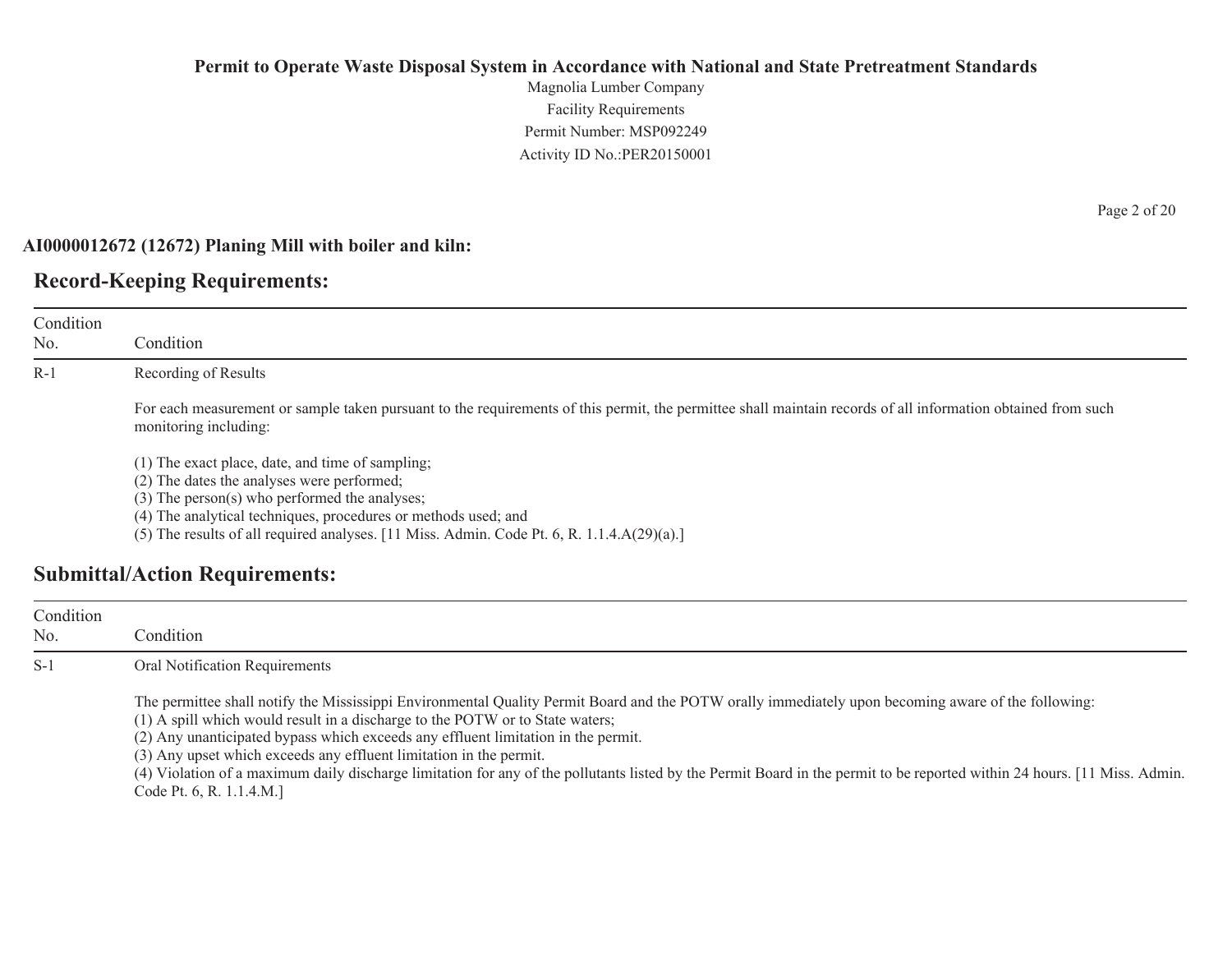AI0000012672 (12672) Planing Mill with boiler and kiln:

## Record-Keeping Requirements:

| Condition No. | Condition |
|---|---|
| R-1 | Recording of Results<br><br>For each measurement or sample taken pursuant to the requirements of this permit, the permittee shall maintain records of all information obtained from such monitoring including:<br><br>(1) The exact place, date, and time of sampling;<br>(2) The dates the analyses were performed;<br>(3) The person(s) who performed the analyses;<br>(4) The analytical techniques, procedures or methods used; and<br>(5) The results of all required analyses. [11 Miss. Admin. Code Pt. 6, R. 1.1.4.A(29)(a).] |

## Submittal/Action Requirements:

| Condition No. | Condition |
|---|---|
| S-1 | Oral Notification Requirements<br><br>The permittee shall notify the Mississippi Environmental Quality Permit Board and the POTW orally immediately upon becoming aware of the following:<br>(1) A spill which would result in a discharge to the POTW or to State waters;<br>(2) Any unanticipated bypass which exceeds any effluent limitation in the permit.<br>(3) Any upset which exceeds any effluent limitation in the permit.<br>(4) Violation of a maximum daily discharge limitation for any of the pollutants listed by the Permit Board in the permit to be reported within 24 hours. [11 Miss. Admin. Code Pt. 6, R. 1.1.4.M.] |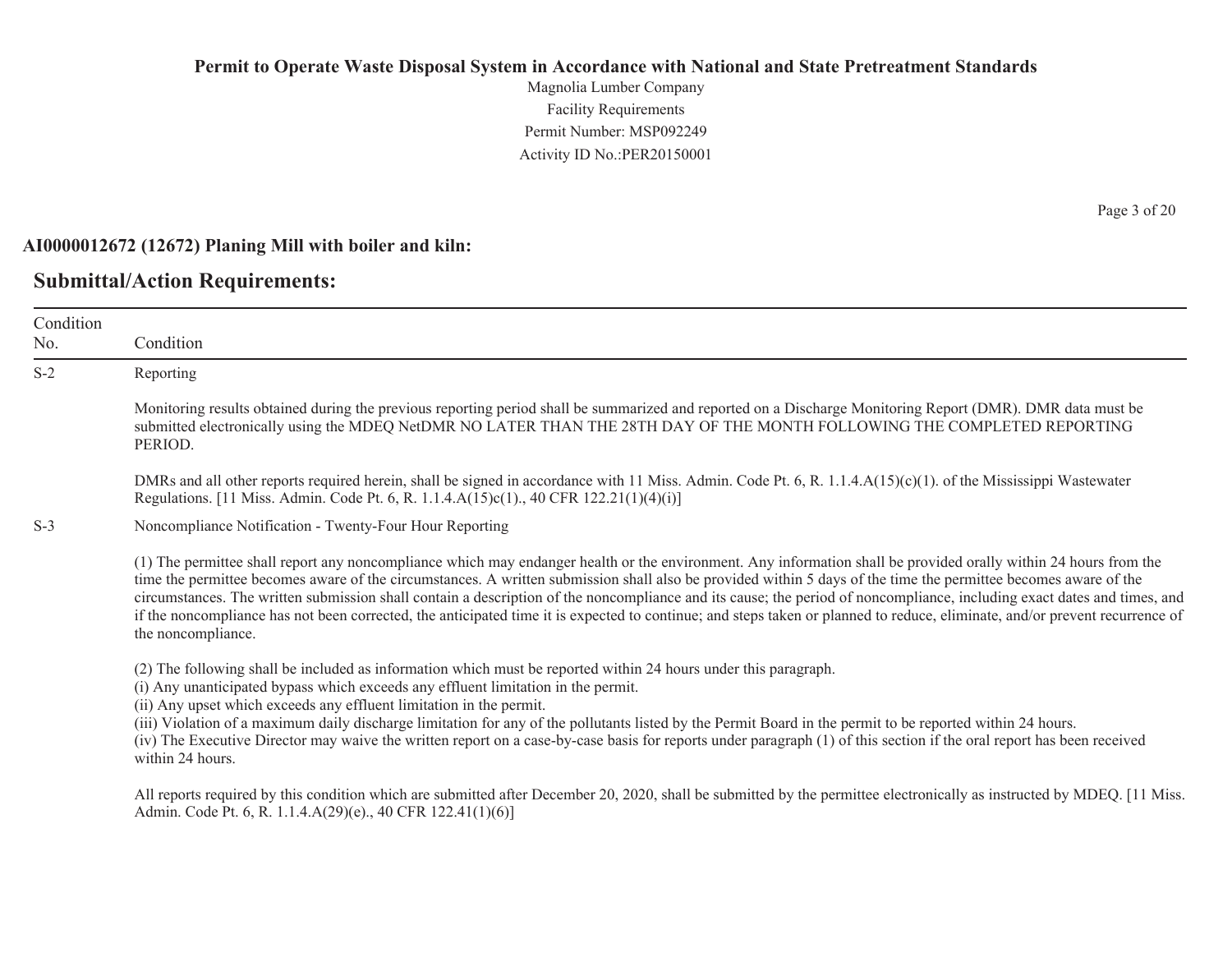**AI0000012672 (12672) Planing Mill with boiler and kiln:**

## Submittal/Action Requirements:

| Condition No. | Condition |
|---|---|
| S-2 | Reporting<br><br>Monitoring results obtained during the previous reporting period shall be summarized and reported on a Discharge Monitoring Report (DMR). DMR data must be submitted electronically using the MDEQ NetDMR NO LATER THAN THE 28TH DAY OF THE MONTH FOLLOWING THE COMPLETED REPORTING PERIOD.<br><br>DMRs and all other reports required herein, shall be signed in accordance with 11 Miss. Admin. Code Pt. 6, R. 1.1.4.A(15)(c)(1). of the Mississippi Wastewater Regulations. [11 Miss. Admin. Code Pt. 6, R. 1.1.4.A(15)c(1)., 40 CFR 122.21(1)(4)(i)] |
| S-3 | Noncompliance Notification - Twenty-Four Hour Reporting<br><br>(1) The permittee shall report any noncompliance which may endanger health or the environment. Any information shall be provided orally within 24 hours from the time the permittee becomes aware of the circumstances. A written submission shall also be provided within 5 days of the time the permittee becomes aware of the circumstances. The written submission shall contain a description of the noncompliance and its cause; the period of noncompliance, including exact dates and times, and if the noncompliance has not been corrected, the anticipated time it is expected to continue; and steps taken or planned to reduce, eliminate, and/or prevent recurrence of the noncompliance.<br><br>(2) The following shall be included as information which must be reported within 24 hours under this paragraph.<br>(i) Any unanticipated bypass which exceeds any effluent limitation in the permit.<br>(ii) Any upset which exceeds any effluent limitation in the permit.<br>(iii) Violation of a maximum daily discharge limitation for any of the pollutants listed by the Permit Board in the permit to be reported within 24 hours.<br>(iv) The Executive Director may waive the written report on a case-by-case basis for reports under paragraph (1) of this section if the oral report has been received within 24 hours.<br><br>All reports required by this condition which are submitted after December 20, 2020, shall be submitted by the permittee electronically as instructed by MDEQ. [11 Miss. Admin. Code Pt. 6, R. 1.1.4.A(29)(e)., 40 CFR 122.41(1)(6)] |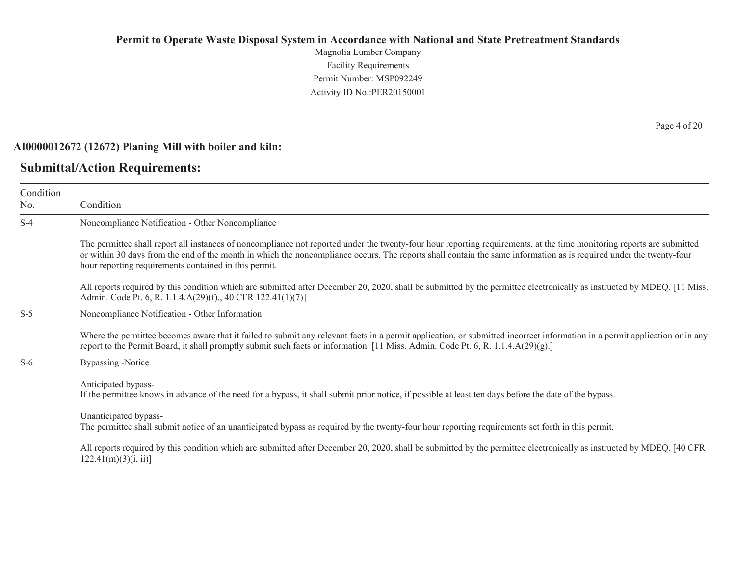**AI0000012672 (12672) Planing Mill with boiler and kiln:**

## Submittal/Action Requirements:

| Condition No. | Condition |
|---|---|
| S-4 | Noncompliance Notification - Other Noncompliance<br><br>The permittee shall report all instances of noncompliance not reported under the twenty-four hour reporting requirements, at the time monitoring reports are submitted or within 30 days from the end of the month in which the noncompliance occurs. The reports shall contain the same information as is required under the twenty-four hour reporting requirements contained in this permit.<br><br>All reports required by this condition which are submitted after December 20, 2020, shall be submitted by the permittee electronically as instructed by MDEQ. [11 Miss. Admin. Code Pt. 6, R. 1.1.4.A(29)(f)., 40 CFR 122.41(1)(7)] |
| S-5 | Noncompliance Notification - Other Information<br><br>Where the permittee becomes aware that it failed to submit any relevant facts in a permit application, or submitted incorrect information in a permit application or in any report to the Permit Board, it shall promptly submit such facts or information. [11 Miss. Admin. Code Pt. 6, R. 1.1.4.A(29)(g).] |
| S-6 | Bypassing -Notice<br><br>Anticipated bypass-<br>If the permittee knows in advance of the need for a bypass, it shall submit prior notice, if possible at least ten days before the date of the bypass.<br><br>Unanticipated bypass-<br>The permittee shall submit notice of an unanticipated bypass as required by the twenty-four hour reporting requirements set forth in this permit.<br><br>All reports required by this condition which are submitted after December 20, 2020, shall be submitted by the permittee electronically as instructed by MDEQ. [40 CFR 122.41(m)(3)(i, ii)] |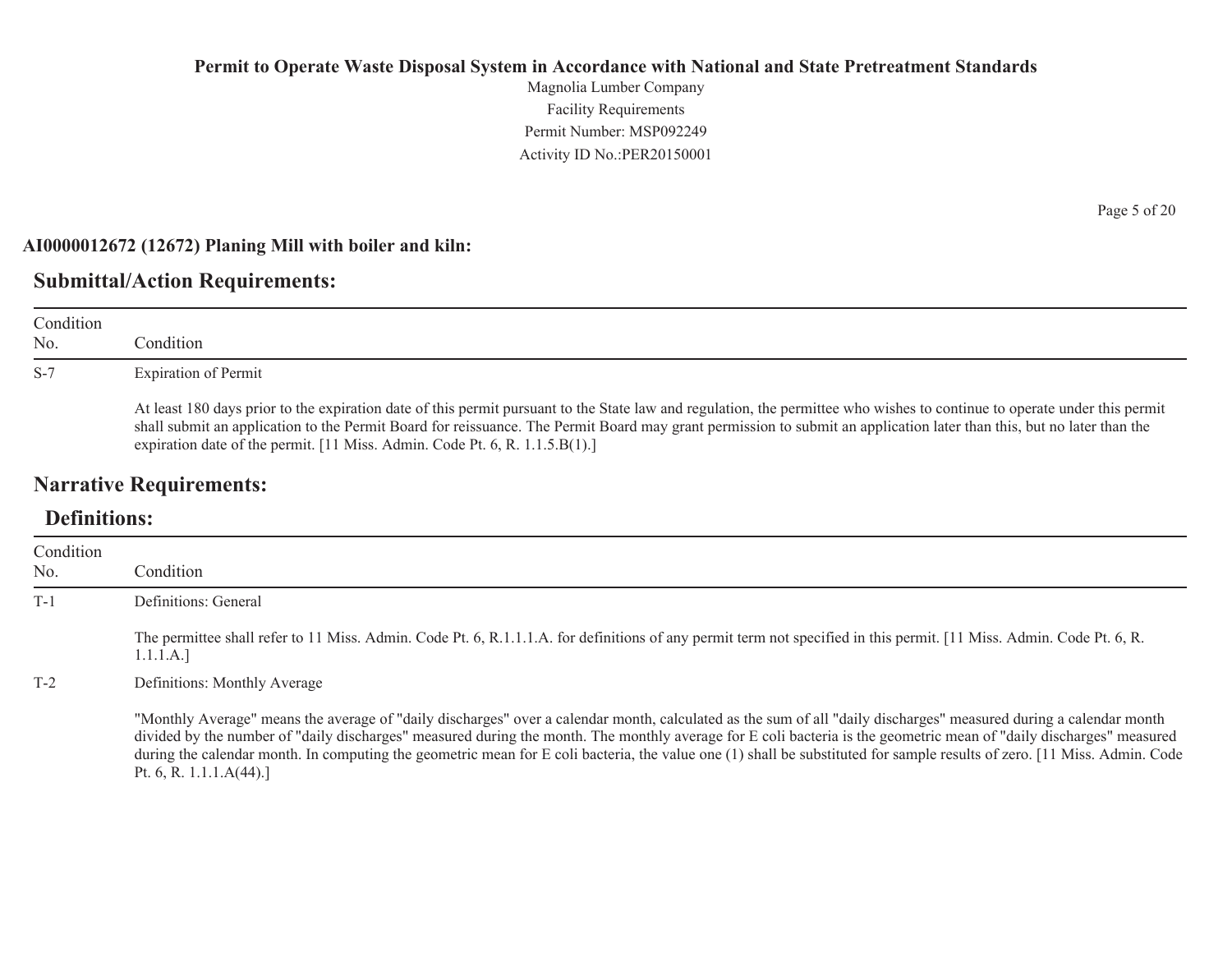**AI0000012672 (12672) Planing Mill with boiler and kiln:**

## Submittal/Action Requirements:

| Condition No. | Condition |
|---|---|
| S-7 | Expiration of Permit<br><br>At least 180 days prior to the expiration date of this permit pursuant to the State law and regulation, the permittee who wishes to continue to operate under this permit shall submit an application to the Permit Board for reissuance. The Permit Board may grant permission to submit an application later than this, but no later than the expiration date of the permit. [11 Miss. Admin. Code Pt. 6, R. 1.1.5.B(1).] |

## Narrative Requirements:

### Definitions:

| Condition No. | Condition |
|---|---|
| T-1 | Definitions: General<br><br>The permittee shall refer to 11 Miss. Admin. Code Pt. 6, R.1.1.1.A. for definitions of any permit term not specified in this permit. [11 Miss. Admin. Code Pt. 6, R. 1.1.1.A.] |
| T-2 | Definitions: Monthly Average<br><br>"Monthly Average" means the average of "daily discharges" over a calendar month, calculated as the sum of all "daily discharges" measured during a calendar month divided by the number of "daily discharges" measured during the month. The monthly average for E coli bacteria is the geometric mean of "daily discharges" measured during the calendar month. In computing the geometric mean for E coli bacteria, the value one (1) shall be substituted for sample results of zero. [11 Miss. Admin. Code Pt. 6, R. 1.1.1.A(44).] |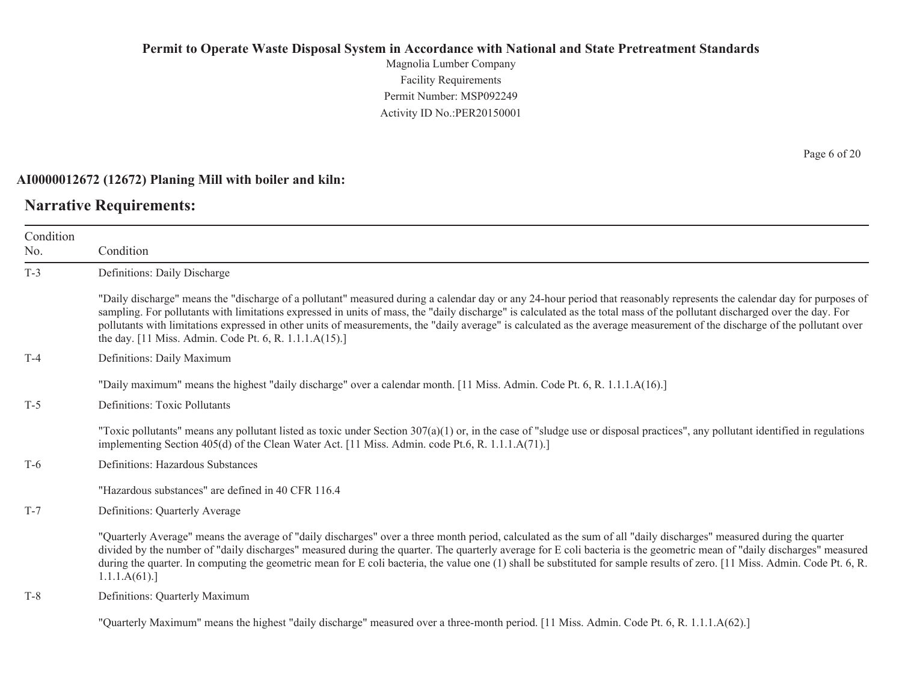**AI0000012672 (12672) Planing Mill with boiler and kiln:**

## Narrative Requirements:

| Condition No. | Condition |
|---|---|
| T-3 | Definitions: Daily Discharge<br><br>"Daily discharge" means the "discharge of a pollutant" measured during a calendar day or any 24-hour period that reasonably represents the calendar day for purposes of sampling. For pollutants with limitations expressed in units of mass, the "daily discharge" is calculated as the total mass of the pollutant discharged over the day. For pollutants with limitations expressed in other units of measurements, the "daily average" is calculated as the average measurement of the discharge of the pollutant over the day. [11 Miss. Admin. Code Pt. 6, R. 1.1.1.A(15).] |
| T-4 | Definitions: Daily Maximum<br><br>"Daily maximum" means the highest "daily discharge" over a calendar month. [11 Miss. Admin. Code Pt. 6, R. 1.1.1.A(16).] |
| T-5 | Definitions: Toxic Pollutants<br><br>"Toxic pollutants" means any pollutant listed as toxic under Section 307(a)(1) or, in the case of "sludge use or disposal practices", any pollutant identified in regulations implementing Section 405(d) of the Clean Water Act. [11 Miss. Admin. code Pt.6, R. 1.1.1.A(71).] |
| T-6 | Definitions: Hazardous Substances<br><br>"Hazardous substances" are defined in 40 CFR 116.4 |
| T-7 | Definitions: Quarterly Average<br><br>"Quarterly Average" means the average of "daily discharges" over a three month period, calculated as the sum of all "daily discharges" measured during the quarter divided by the number of "daily discharges" measured during the quarter. The quarterly average for E coli bacteria is the geometric mean of "daily discharges" measured during the quarter. In computing the geometric mean for E coli bacteria, the value one (1) shall be substituted for sample results of zero. [11 Miss. Admin. Code Pt. 6, R. 1.1.1.A(61).] |
| T-8 | Definitions: Quarterly Maximum<br><br>"Quarterly Maximum" means the highest "daily discharge" measured over a three-month period. [11 Miss. Admin. Code Pt. 6, R. 1.1.1.A(62).] |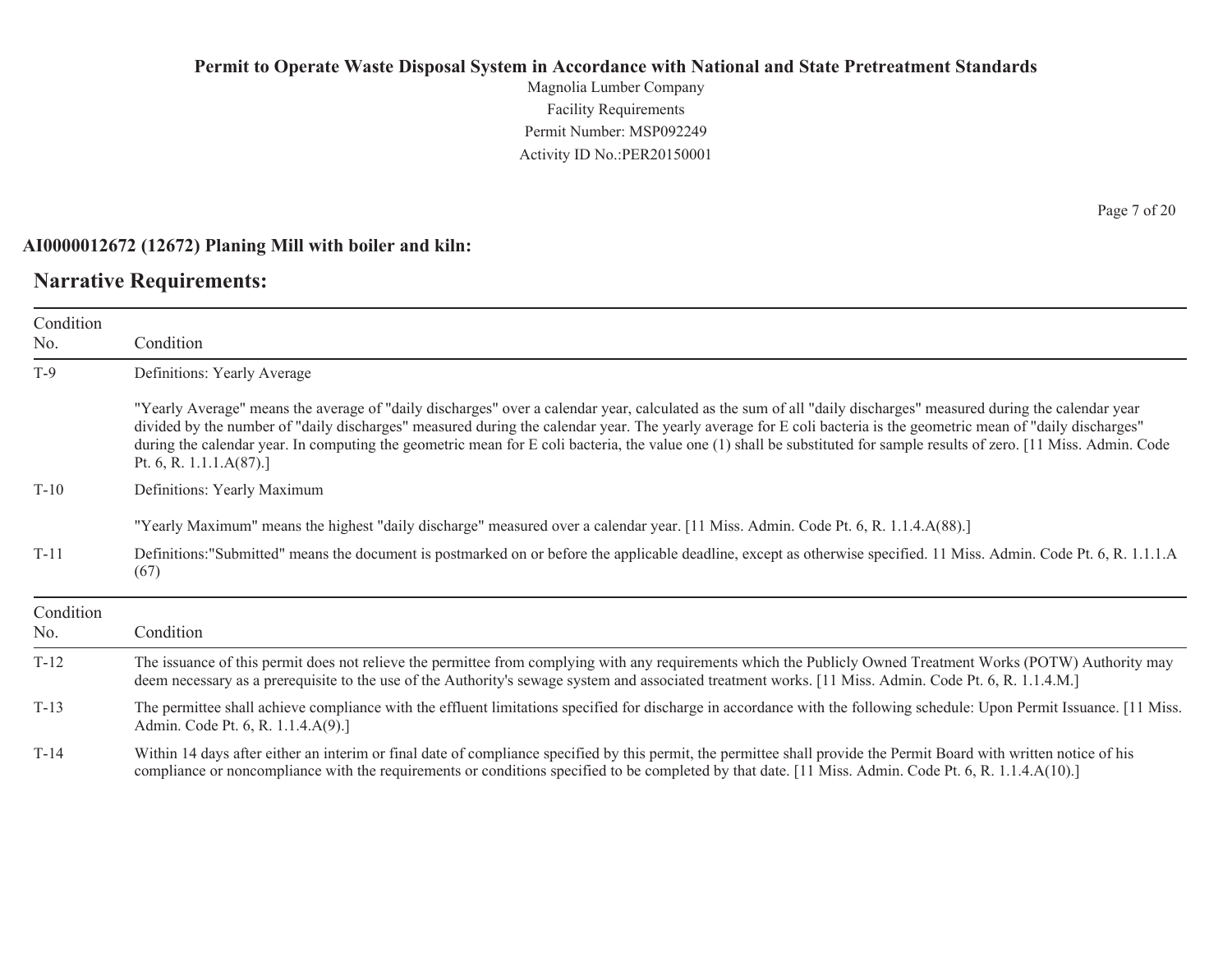**AI0000012672 (12672) Planing Mill with boiler and kiln:**

## Narrative Requirements:

| Condition No. | Condition |
|---|---|
| T-9 | Definitions: Yearly Average<br><br>"Yearly Average" means the average of "daily discharges" over a calendar year, calculated as the sum of all "daily discharges" measured during the calendar year divided by the number of "daily discharges" measured during the calendar year. The yearly average for E coli bacteria is the geometric mean of "daily discharges" during the calendar year. In computing the geometric mean for E coli bacteria, the value one (1) shall be substituted for sample results of zero. [11 Miss. Admin. Code Pt. 6, R. 1.1.1.A(87).] |
| T-10 | Definitions: Yearly Maximum<br><br>"Yearly Maximum" means the highest "daily discharge" measured over a calendar year. [11 Miss. Admin. Code Pt. 6, R. 1.1.4.A(88).] |
| T-11 | Definitions:"Submitted" means the document is postmarked on or before the applicable deadline, except as otherwise specified. 11 Miss. Admin. Code Pt. 6, R. 1.1.1.A (67) |

| Condition No. | Condition |
|---|---|
| T-12 | The issuance of this permit does not relieve the permittee from complying with any requirements which the Publicly Owned Treatment Works (POTW) Authority may deem necessary as a prerequisite to the use of the Authority's sewage system and associated treatment works. [11 Miss. Admin. Code Pt. 6, R. 1.1.4.M.] |
| T-13 | The permittee shall achieve compliance with the effluent limitations specified for discharge in accordance with the following schedule: Upon Permit Issuance. [11 Miss. Admin. Code Pt. 6, R. 1.1.4.A(9).] |
| T-14 | Within 14 days after either an interim or final date of compliance specified by this permit, the permittee shall provide the Permit Board with written notice of his compliance or noncompliance with the requirements or conditions specified to be completed by that date. [11 Miss. Admin. Code Pt. 6, R. 1.1.4.A(10).] |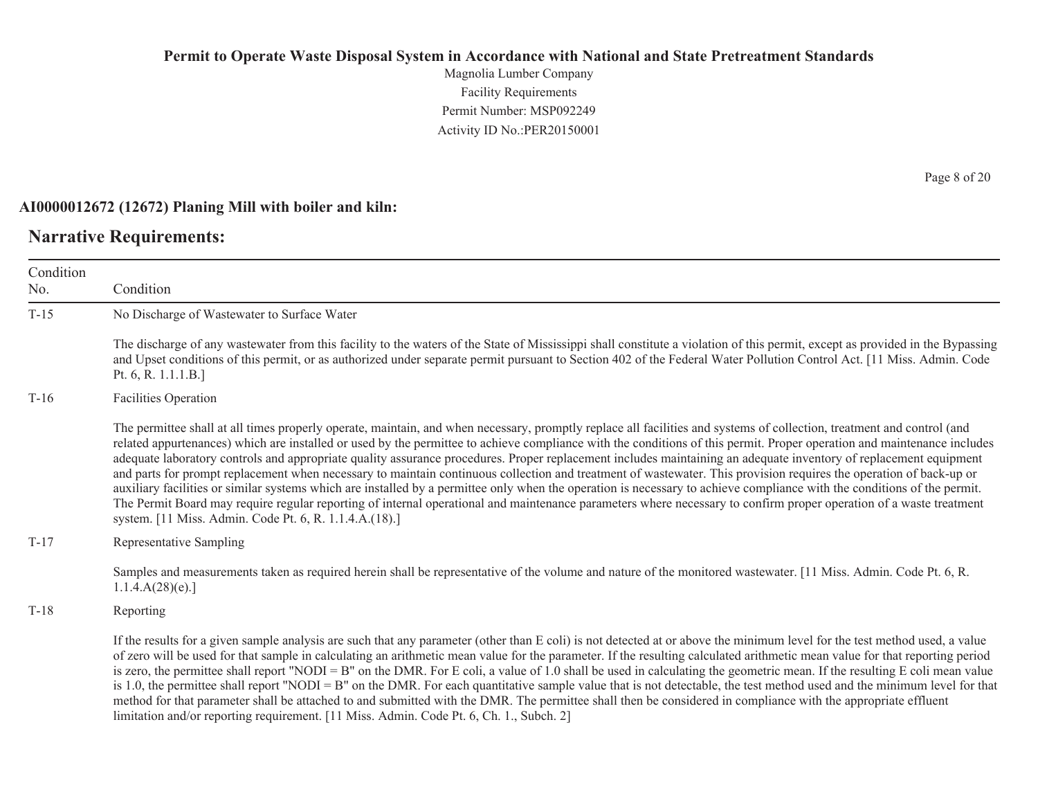**Permit to Operate Waste Disposal System in Accordance with National and State Pretreatment Standards**

Magnolia Lumber Company
Facility Requirements
Permit Number: MSP092249
Activity ID No.:PER20150001

**AI0000012672 (12672) Planing Mill with boiler and kiln:**

## Narrative Requirements:

| Condition No. | Condition |
|---|---|
| T-15 | No Discharge of Wastewater to Surface Water<br><br>The discharge of any wastewater from this facility to the waters of the State of Mississippi shall constitute a violation of this permit, except as provided in the Bypassing and Upset conditions of this permit, or as authorized under separate permit pursuant to Section 402 of the Federal Water Pollution Control Act. [11 Miss. Admin. Code Pt. 6, R. 1.1.1.B.] |
| T-16 | Facilities Operation<br><br>The permittee shall at all times properly operate, maintain, and when necessary, promptly replace all facilities and systems of collection, treatment and control (and related appurtenances) which are installed or used by the permittee to achieve compliance with the conditions of this permit. Proper operation and maintenance includes adequate laboratory controls and appropriate quality assurance procedures. Proper replacement includes maintaining an adequate inventory of replacement equipment and parts for prompt replacement when necessary to maintain continuous collection and treatment of wastewater. This provision requires the operation of back-up or auxiliary facilities or similar systems which are installed by a permittee only when the operation is necessary to achieve compliance with the conditions of the permit. The Permit Board may require regular reporting of internal operational and maintenance parameters where necessary to confirm proper operation of a waste treatment system. [11 Miss. Admin. Code Pt. 6, R. 1.1.4.A.(18).] |
| T-17 | Representative Sampling<br><br>Samples and measurements taken as required herein shall be representative of the volume and nature of the monitored wastewater. [11 Miss. Admin. Code Pt. 6, R. 1.1.4.A(28)(e).] |
| T-18 | Reporting<br><br>If the results for a given sample analysis are such that any parameter (other than E coli) is not detected at or above the minimum level for the test method used, a value of zero will be used for that sample in calculating an arithmetic mean value for the parameter. If the resulting calculated arithmetic mean value for that reporting period is zero, the permittee shall report "NODI = B" on the DMR. For E coli, a value of 1.0 shall be used in calculating the geometric mean. If the resulting E coli mean value is 1.0, the permittee shall report "NODI = B" on the DMR. For each quantitative sample value that is not detectable, the test method used and the minimum level for that method for that parameter shall be attached to and submitted with the DMR. The permittee shall then be considered in compliance with the appropriate effluent limitation and/or reporting requirement. [11 Miss. Admin. Code Pt. 6, Ch. 1., Subch. 2] |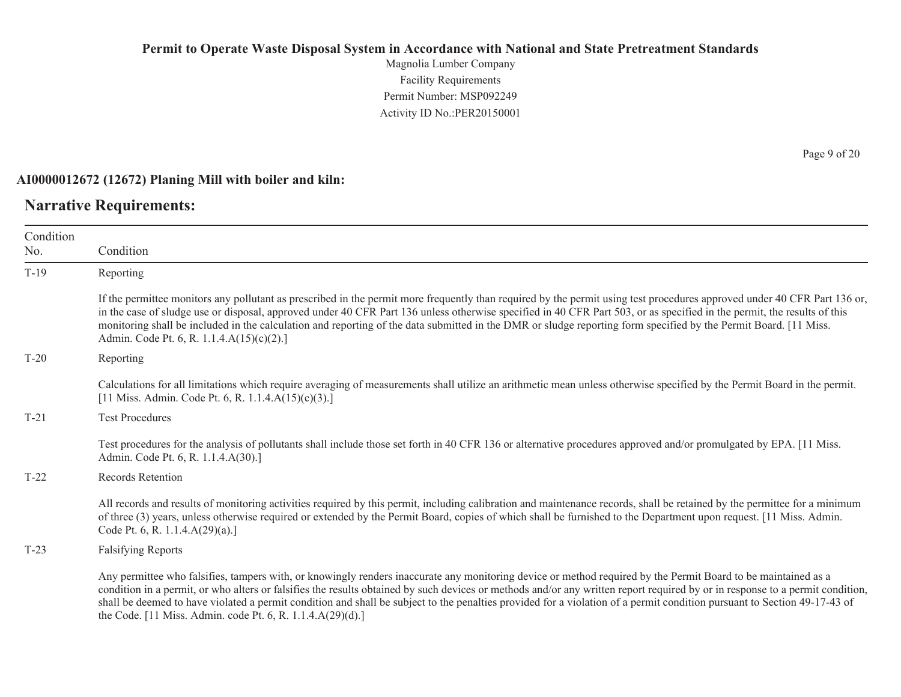**AI0000012672 (12672) Planing Mill with boiler and kiln:**

## Narrative Requirements:

| Condition No. | Condition |
|---|---|
| T-19 | Reporting<br><br>If the permittee monitors any pollutant as prescribed in the permit more frequently than required by the permit using test procedures approved under 40 CFR Part 136 or, in the case of sludge use or disposal, approved under 40 CFR Part 136 unless otherwise specified in 40 CFR Part 503, or as specified in the permit, the results of this monitoring shall be included in the calculation and reporting of the data submitted in the DMR or sludge reporting form specified by the Permit Board. [11 Miss. Admin. Code Pt. 6, R. 1.1.4.A(15)(c)(2).] |
| T-20 | Reporting<br><br>Calculations for all limitations which require averaging of measurements shall utilize an arithmetic mean unless otherwise specified by the Permit Board in the permit. [11 Miss. Admin. Code Pt. 6, R. 1.1.4.A(15)(c)(3).] |
| T-21 | Test Procedures<br><br>Test procedures for the analysis of pollutants shall include those set forth in 40 CFR 136 or alternative procedures approved and/or promulgated by EPA. [11 Miss. Admin. Code Pt. 6, R. 1.1.4.A(30).] |
| T-22 | Records Retention<br><br>All records and results of monitoring activities required by this permit, including calibration and maintenance records, shall be retained by the permittee for a minimum of three (3) years, unless otherwise required or extended by the Permit Board, copies of which shall be furnished to the Department upon request. [11 Miss. Admin. Code Pt. 6, R. 1.1.4.A(29)(a).] |
| T-23 | Falsifying Reports<br><br>Any permittee who falsifies, tampers with, or knowingly renders inaccurate any monitoring device or method required by the Permit Board to be maintained as a condition in a permit, or who alters or falsifies the results obtained by such devices or methods and/or any written report required by or in response to a permit condition, shall be deemed to have violated a permit condition and shall be subject to the penalties provided for a violation of a permit condition pursuant to Section 49-17-43 of the Code. [11 Miss. Admin. code Pt. 6, R. 1.1.4.A(29)(d).] |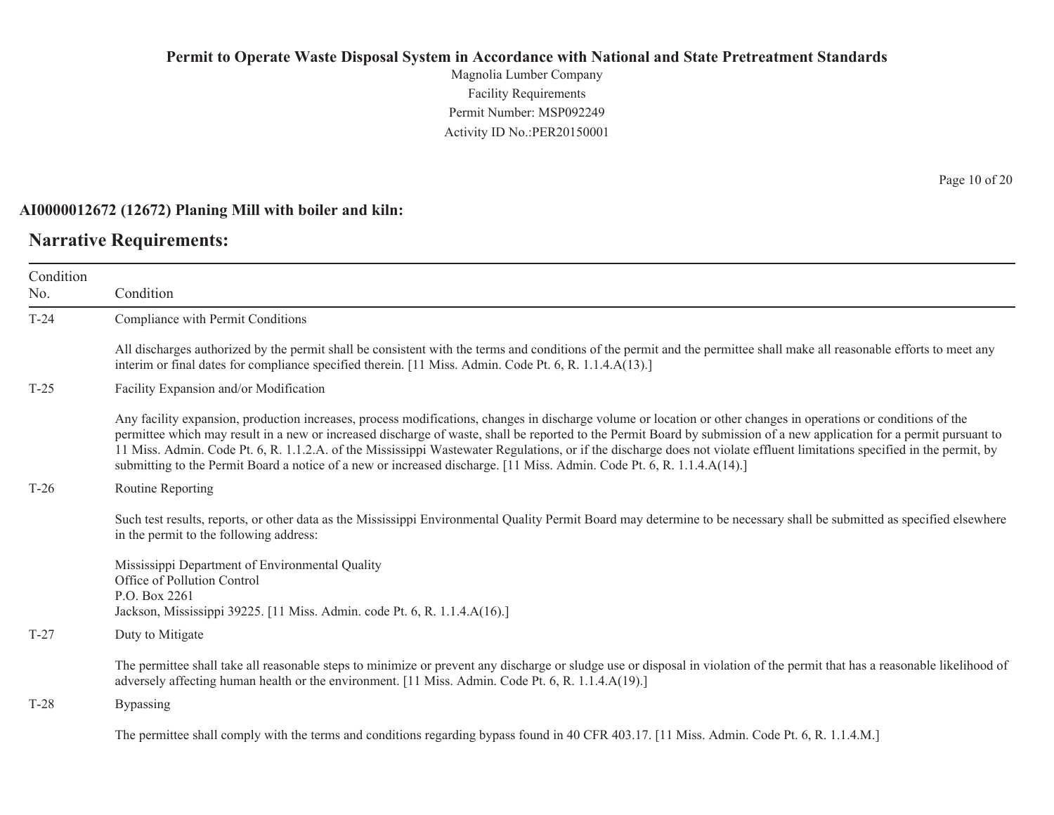**AI0000012672 (12672) Planing Mill with boiler and kiln:**

## Narrative Requirements:

| Condition No. | Condition |
|---|---|
| T-24 | Compliance with Permit Conditions<br><br>All discharges authorized by the permit shall be consistent with the terms and conditions of the permit and the permittee shall make all reasonable efforts to meet any interim or final dates for compliance specified therein. [11 Miss. Admin. Code Pt. 6, R. 1.1.4.A(13).] |
| T-25 | Facility Expansion and/or Modification<br><br>Any facility expansion, production increases, process modifications, changes in discharge volume or location or other changes in operations or conditions of the permittee which may result in a new or increased discharge of waste, shall be reported to the Permit Board by submission of a new application for a permit pursuant to 11 Miss. Admin. Code Pt. 6, R. 1.1.2.A. of the Mississippi Wastewater Regulations, or if the discharge does not violate effluent limitations specified in the permit, by submitting to the Permit Board a notice of a new or increased discharge. [11 Miss. Admin. Code Pt. 6, R. 1.1.4.A(14).] |
| T-26 | Routine Reporting<br><br>Such test results, reports, or other data as the Mississippi Environmental Quality Permit Board may determine to be necessary shall be submitted as specified elsewhere in the permit to the following address:<br><br>Mississippi Department of Environmental Quality<br>Office of Pollution Control<br>P.O. Box 2261<br>Jackson, Mississippi 39225. [11 Miss. Admin. code Pt. 6, R. 1.1.4.A(16).] |
| T-27 | Duty to Mitigate<br><br>The permittee shall take all reasonable steps to minimize or prevent any discharge or sludge use or disposal in violation of the permit that has a reasonable likelihood of adversely affecting human health or the environment. [11 Miss. Admin. Code Pt. 6, R. 1.1.4.A(19).] |
| T-28 | Bypassing<br><br>The permittee shall comply with the terms and conditions regarding bypass found in 40 CFR 403.17. [11 Miss. Admin. Code Pt. 6, R. 1.1.4.M.] |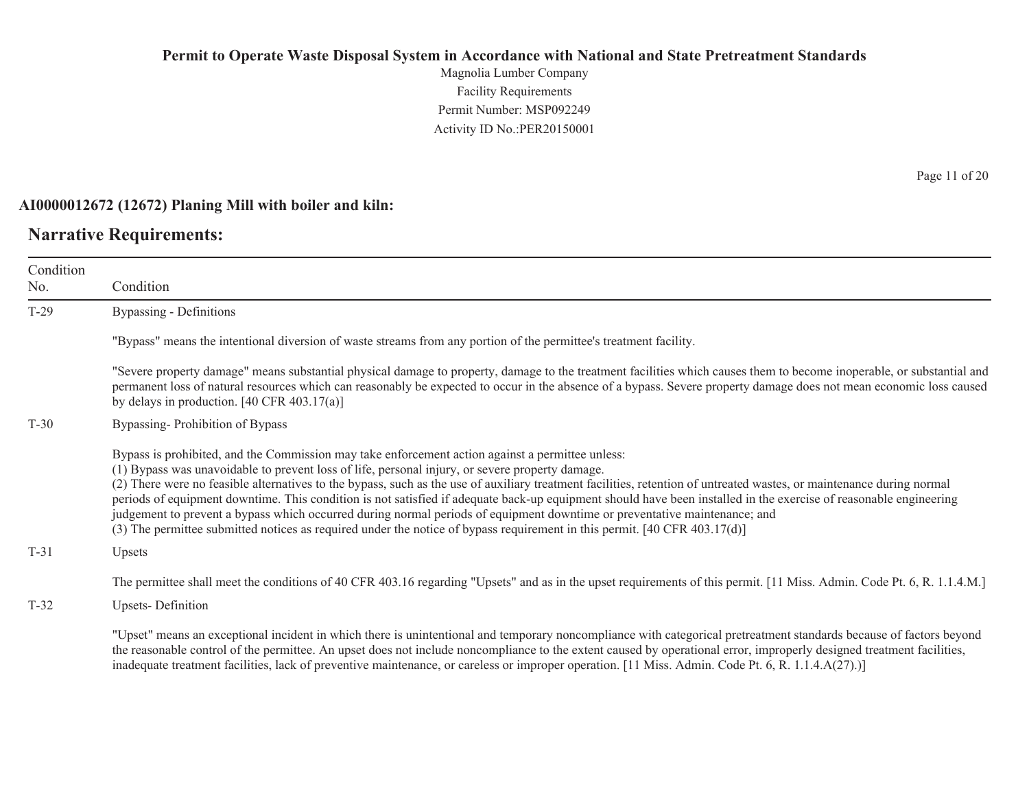**AI0000012672 (12672) Planing Mill with boiler and kiln:**

## Narrative Requirements:

| Condition No. | Condition |
|---|---|
| T-29 | Bypassing - Definitions<br><br>"Bypass" means the intentional diversion of waste streams from any portion of the permittee's treatment facility.<br><br>"Severe property damage" means substantial physical damage to property, damage to the treatment facilities which causes them to become inoperable, or substantial and permanent loss of natural resources which can reasonably be expected to occur in the absence of a bypass. Severe property damage does not mean economic loss caused by delays in production. [40 CFR 403.17(a)] |
| T-30 | Bypassing- Prohibition of Bypass<br><br>Bypass is prohibited, and the Commission may take enforcement action against a permittee unless:<br>(1) Bypass was unavoidable to prevent loss of life, personal injury, or severe property damage.<br>(2) There were no feasible alternatives to the bypass, such as the use of auxiliary treatment facilities, retention of untreated wastes, or maintenance during normal periods of equipment downtime. This condition is not satisfied if adequate back-up equipment should have been installed in the exercise of reasonable engineering judgement to prevent a bypass which occurred during normal periods of equipment downtime or preventative maintenance; and<br>(3) The permittee submitted notices as required under the notice of bypass requirement in this permit. [40 CFR 403.17(d)] |
| T-31 | Upsets<br><br>The permittee shall meet the conditions of 40 CFR 403.16 regarding "Upsets" and as in the upset requirements of this permit. [11 Miss. Admin. Code Pt. 6, R. 1.1.4.M.] |
| T-32 | Upsets- Definition<br><br>"Upset" means an exceptional incident in which there is unintentional and temporary noncompliance with categorical pretreatment standards because of factors beyond the reasonable control of the permittee. An upset does not include noncompliance to the extent caused by operational error, improperly designed treatment facilities, inadequate treatment facilities, lack of preventive maintenance, or careless or improper operation. [11 Miss. Admin. Code Pt. 6, R. 1.1.4.A(27).)] |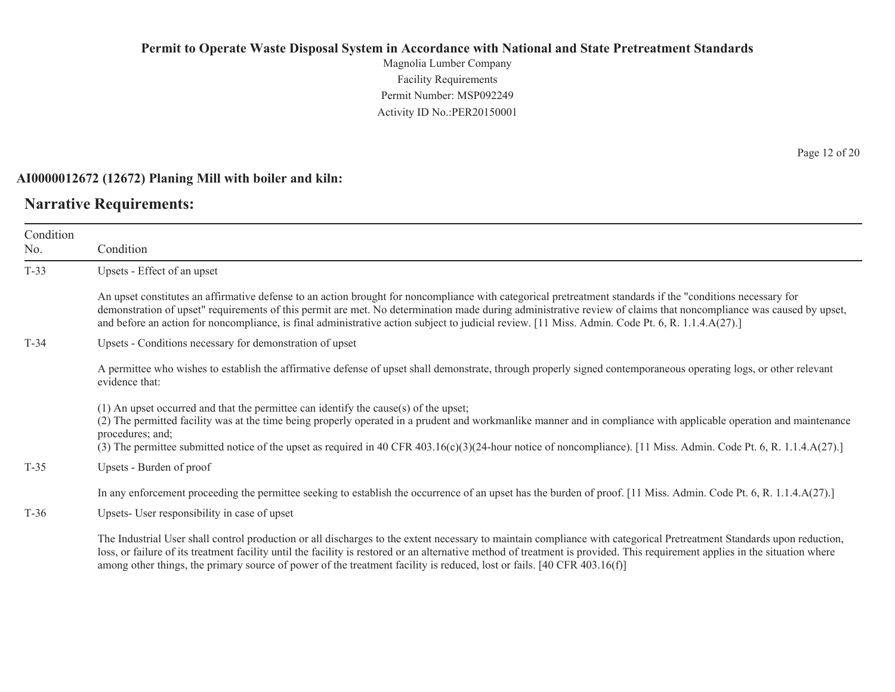**AI0000012672 (12672) Planing Mill with boiler and kiln:**

## Narrative Requirements:

| Condition No. | Condition |
|---|---|
| T-33 | Upsets - Effect of an upset<br><br>An upset constitutes an affirmative defense to an action brought for noncompliance with categorical pretreatment standards if the "conditions necessary for demonstration of upset" requirements of this permit are met. No determination made during administrative review of claims that noncompliance was caused by upset, and before an action for noncompliance, is final administrative action subject to judicial review. [11 Miss. Admin. Code Pt. 6, R. 1.1.4.A(27).] |
| T-34 | Upsets - Conditions necessary for demonstration of upset<br><br>A permittee who wishes to establish the affirmative defense of upset shall demonstrate, through properly signed contemporaneous operating logs, or other relevant evidence that:<br><br>(1) An upset occurred and that the permittee can identify the cause(s) of the upset;<br>(2) The permitted facility was at the time being properly operated in a prudent and workmanlike manner and in compliance with applicable operation and maintenance procedures; and;<br>(3) The permittee submitted notice of the upset as required in 40 CFR 403.16(c)(3)(24-hour notice of noncompliance). [11 Miss. Admin. Code Pt. 6, R. 1.1.4.A(27).] |
| T-35 | Upsets - Burden of proof<br><br>In any enforcement proceeding the permittee seeking to establish the occurrence of an upset has the burden of proof. [11 Miss. Admin. Code Pt. 6, R. 1.1.4.A(27).] |
| T-36 | Upsets- User responsibility in case of upset<br><br>The Industrial User shall control production or all discharges to the extent necessary to maintain compliance with categorical Pretreatment Standards upon reduction, loss, or failure of its treatment facility until the facility is restored or an alternative method of treatment is provided. This requirement applies in the situation where among other things, the primary source of power of the treatment facility is reduced, lost or fails. [40 CFR 403.16(f)] |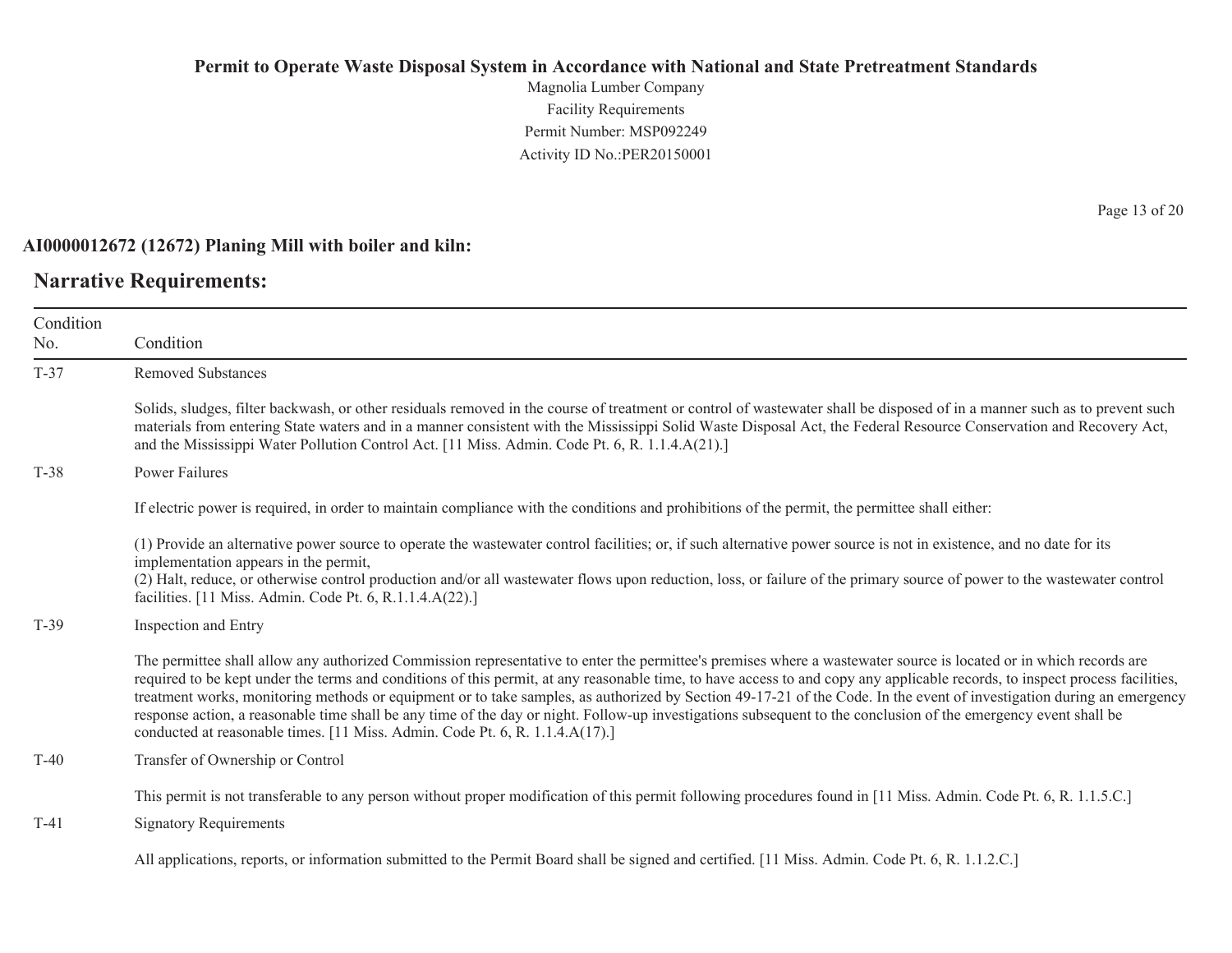**AI0000012672 (12672) Planing Mill with boiler and kiln:**

## Narrative Requirements:

| Condition No. | Condition |
|---|---|
| T-37 | Removed Substances<br><br>Solids, sludges, filter backwash, or other residuals removed in the course of treatment or control of wastewater shall be disposed of in a manner such as to prevent such materials from entering State waters and in a manner consistent with the Mississippi Solid Waste Disposal Act, the Federal Resource Conservation and Recovery Act, and the Mississippi Water Pollution Control Act. [11 Miss. Admin. Code Pt. 6, R. 1.1.4.A(21).] |
| T-38 | Power Failures<br><br>If electric power is required, in order to maintain compliance with the conditions and prohibitions of the permit, the permittee shall either:<br><br>(1) Provide an alternative power source to operate the wastewater control facilities; or, if such alternative power source is not in existence, and no date for its implementation appears in the permit,<br>(2) Halt, reduce, or otherwise control production and/or all wastewater flows upon reduction, loss, or failure of the primary source of power to the wastewater control facilities. [11 Miss. Admin. Code Pt. 6, R.1.1.4.A(22).] |
| T-39 | Inspection and Entry<br><br>The permittee shall allow any authorized Commission representative to enter the permittee's premises where a wastewater source is located or in which records are required to be kept under the terms and conditions of this permit, at any reasonable time, to have access to and copy any applicable records, to inspect process facilities, treatment works, monitoring methods or equipment or to take samples, as authorized by Section 49-17-21 of the Code. In the event of investigation during an emergency response action, a reasonable time shall be any time of the day or night. Follow-up investigations subsequent to the conclusion of the emergency event shall be conducted at reasonable times. [11 Miss. Admin. Code Pt. 6, R. 1.1.4.A(17).] |
| T-40 | Transfer of Ownership or Control<br><br>This permit is not transferable to any person without proper modification of this permit following procedures found in [11 Miss. Admin. Code Pt. 6, R. 1.1.5.C.] |
| T-41 | Signatory Requirements<br><br>All applications, reports, or information submitted to the Permit Board shall be signed and certified. [11 Miss. Admin. Code Pt. 6, R. 1.1.2.C.] |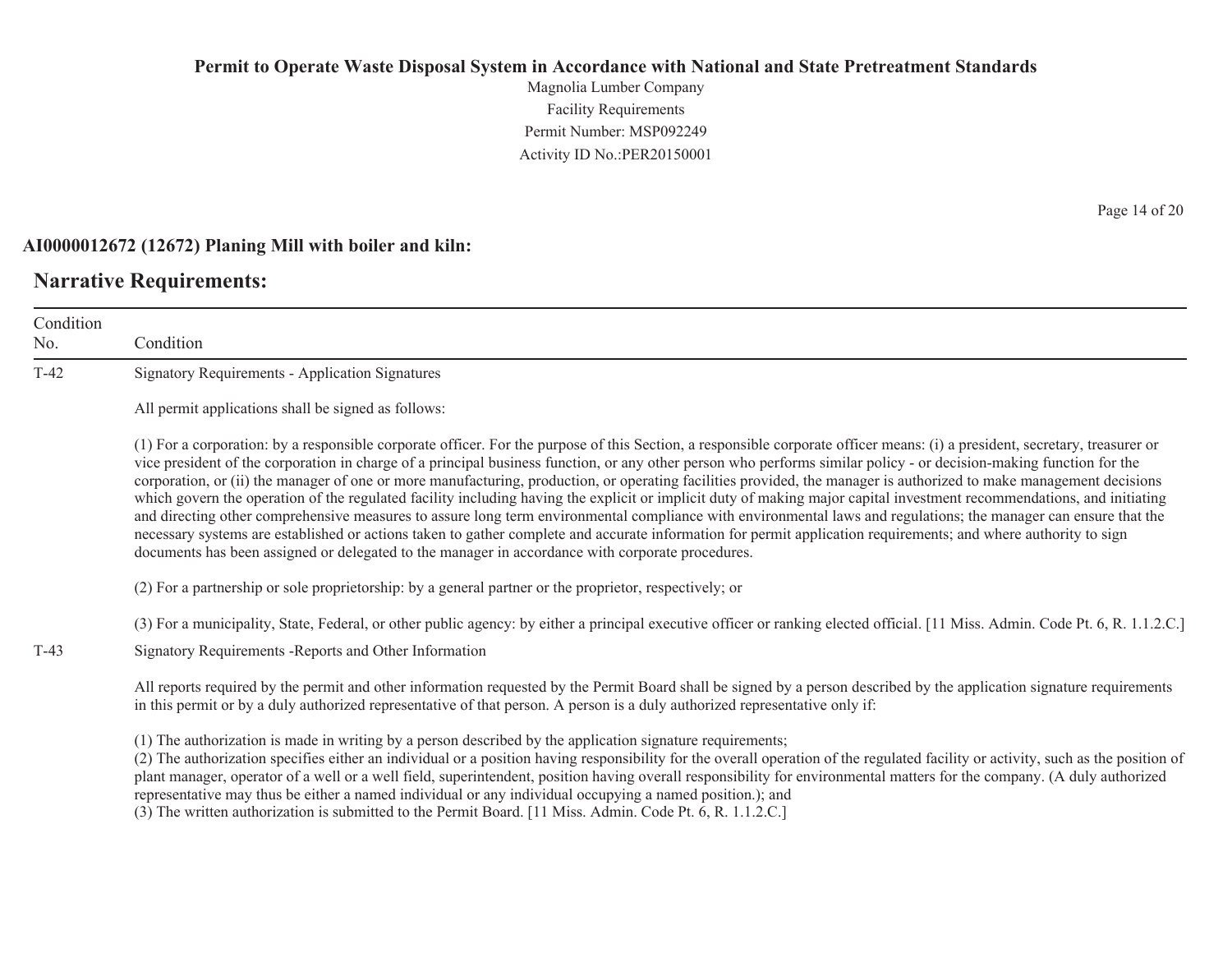## AI0000012672 (12672) Planing Mill with boiler and kiln:

## Narrative Requirements:

| Condition No. | Condition |
|---|---|
| T-42 | Signatory Requirements - Application Signatures<br><br>All permit applications shall be signed as follows:<br><br>(1) For a corporation: by a responsible corporate officer. For the purpose of this Section, a responsible corporate officer means: (i) a president, secretary, treasurer or vice president of the corporation in charge of a principal business function, or any other person who performs similar policy - or decision-making function for the corporation, or (ii) the manager of one or more manufacturing, production, or operating facilities provided, the manager is authorized to make management decisions which govern the operation of the regulated facility including having the explicit or implicit duty of making major capital investment recommendations, and initiating and directing other comprehensive measures to assure long term environmental compliance with environmental laws and regulations; the manager can ensure that the necessary systems are established or actions taken to gather complete and accurate information for permit application requirements; and where authority to sign documents has been assigned or delegated to the manager in accordance with corporate procedures.<br><br>(2) For a partnership or sole proprietorship: by a general partner or the proprietor, respectively; or<br><br>(3) For a municipality, State, Federal, or other public agency: by either a principal executive officer or ranking elected official. [11 Miss. Admin. Code Pt. 6, R. 1.1.2.C.] |
| T-43 | Signatory Requirements -Reports and Other Information<br><br>All reports required by the permit and other information requested by the Permit Board shall be signed by a person described by the application signature requirements in this permit or by a duly authorized representative of that person. A person is a duly authorized representative only if:<br><br>(1) The authorization is made in writing by a person described by the application signature requirements;<br>(2) The authorization specifies either an individual or a position having responsibility for the overall operation of the regulated facility or activity, such as the position of plant manager, operator of a well or a well field, superintendent, position having overall responsibility for environmental matters for the company. (A duly authorized representative may thus be either a named individual or any individual occupying a named position.); and<br>(3) The written authorization is submitted to the Permit Board. [11 Miss. Admin. Code Pt. 6, R. 1.1.2.C.] |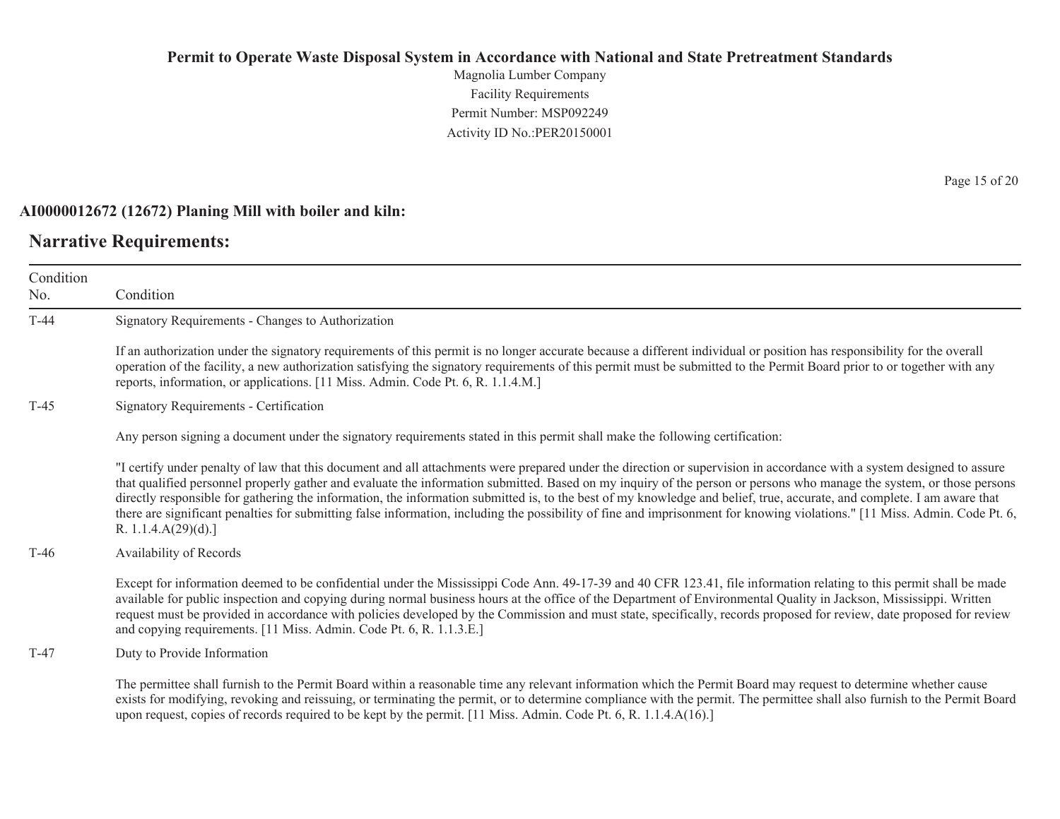**AI0000012672 (12672) Planing Mill with boiler and kiln:**

## Narrative Requirements:

| Condition No. | Condition |
|---|---|
| T-44 | Signatory Requirements - Changes to Authorization<br><br>If an authorization under the signatory requirements of this permit is no longer accurate because a different individual or position has responsibility for the overall operation of the facility, a new authorization satisfying the signatory requirements of this permit must be submitted to the Permit Board prior to or together with any reports, information, or applications. [11 Miss. Admin. Code Pt. 6, R. 1.1.4.M.] |
| T-45 | Signatory Requirements - Certification<br><br>Any person signing a document under the signatory requirements stated in this permit shall make the following certification:<br><br>"I certify under penalty of law that this document and all attachments were prepared under the direction or supervision in accordance with a system designed to assure that qualified personnel properly gather and evaluate the information submitted. Based on my inquiry of the person or persons who manage the system, or those persons directly responsible for gathering the information, the information submitted is, to the best of my knowledge and belief, true, accurate, and complete. I am aware that there are significant penalties for submitting false information, including the possibility of fine and imprisonment for knowing violations." [11 Miss. Admin. Code Pt. 6, R. 1.1.4.A(29)(d).] |
| T-46 | Availability of Records<br><br>Except for information deemed to be confidential under the Mississippi Code Ann. 49-17-39 and 40 CFR 123.41, file information relating to this permit shall be made available for public inspection and copying during normal business hours at the office of the Department of Environmental Quality in Jackson, Mississippi. Written request must be provided in accordance with policies developed by the Commission and must state, specifically, records proposed for review, date proposed for review and copying requirements. [11 Miss. Admin. Code Pt. 6, R. 1.1.3.E.] |
| T-47 | Duty to Provide Information<br><br>The permittee shall furnish to the Permit Board within a reasonable time any relevant information which the Permit Board may request to determine whether cause exists for modifying, revoking and reissuing, or terminating the permit, or to determine compliance with the permit. The permittee shall also furnish to the Permit Board upon request, copies of records required to be kept by the permit. [11 Miss. Admin. Code Pt. 6, R. 1.1.4.A(16).] |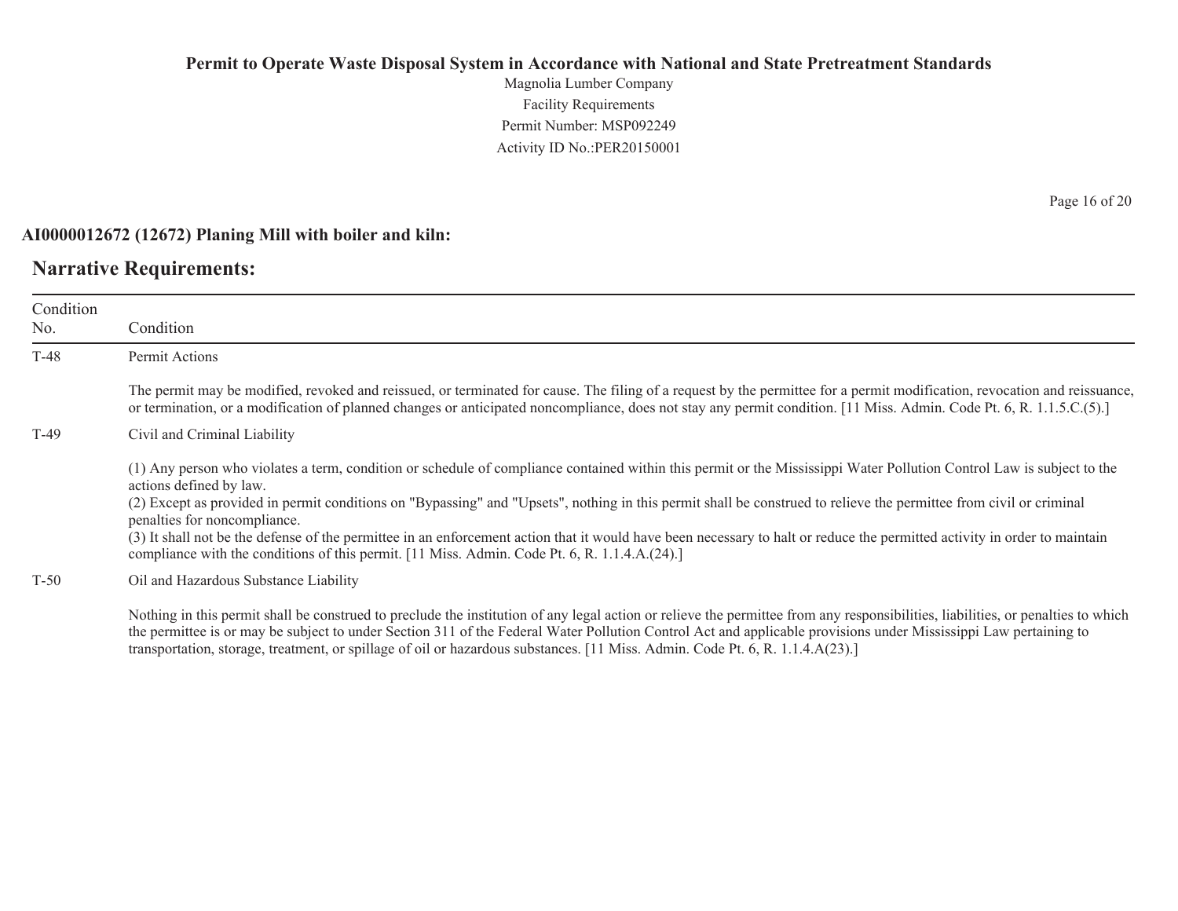**AI0000012672 (12672) Planing Mill with boiler and kiln:**

## Narrative Requirements:

| Condition No. | Condition |
|---|---|
| T-48 | Permit Actions<br><br>The permit may be modified, revoked and reissued, or terminated for cause. The filing of a request by the permittee for a permit modification, revocation and reissuance, or termination, or a modification of planned changes or anticipated noncompliance, does not stay any permit condition. [11 Miss. Admin. Code Pt. 6, R. 1.1.5.C.(5).] |
| T-49 | Civil and Criminal Liability<br><br>(1) Any person who violates a term, condition or schedule of compliance contained within this permit or the Mississippi Water Pollution Control Law is subject to the actions defined by law.<br>(2) Except as provided in permit conditions on "Bypassing" and "Upsets", nothing in this permit shall be construed to relieve the permittee from civil or criminal penalties for noncompliance.<br>(3) It shall not be the defense of the permittee in an enforcement action that it would have been necessary to halt or reduce the permitted activity in order to maintain compliance with the conditions of this permit. [11 Miss. Admin. Code Pt. 6, R. 1.1.4.A.(24).] |
| T-50 | Oil and Hazardous Substance Liability<br><br>Nothing in this permit shall be construed to preclude the institution of any legal action or relieve the permittee from any responsibilities, liabilities, or penalties to which the permittee is or may be subject to under Section 311 of the Federal Water Pollution Control Act and applicable provisions under Mississippi Law pertaining to transportation, storage, treatment, or spillage of oil or hazardous substances. [11 Miss. Admin. Code Pt. 6, R. 1.1.4.A(23).] |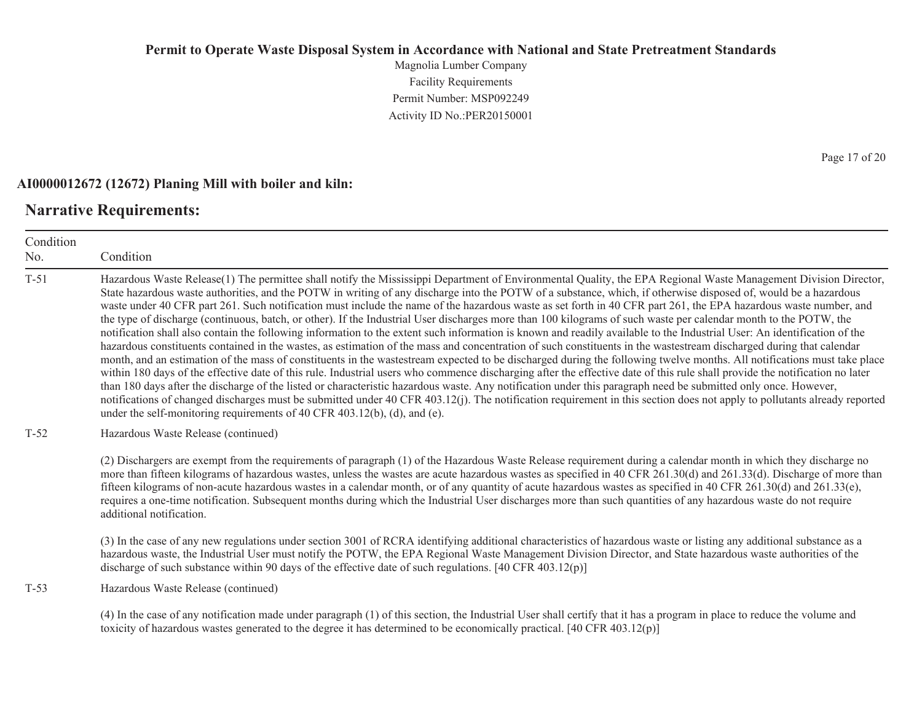**Permit to Operate Waste Disposal System in Accordance with National and State Pretreatment Standards**

Magnolia Lumber Company
Facility Requirements
Permit Number: MSP092249
Activity ID No.:PER20150001

**AI0000012672 (12672) Planing Mill with boiler and kiln:**

## Narrative Requirements:

| Condition No. | Condition |
|---|---|
| T-51 | Hazardous Waste Release(1) The permittee shall notify the Mississippi Department of Environmental Quality, the EPA Regional Waste Management Division Director, State hazardous waste authorities, and the POTW in writing of any discharge into the POTW of a substance, which, if otherwise disposed of, would be a hazardous waste under 40 CFR part 261. Such notification must include the name of the hazardous waste as set forth in 40 CFR part 261, the EPA hazardous waste number, and the type of discharge (continuous, batch, or other). If the Industrial User discharges more than 100 kilograms of such waste per calendar month to the POTW, the notification shall also contain the following information to the extent such information is known and readily available to the Industrial User: An identification of the hazardous constituents contained in the wastes, as estimation of the mass and concentration of such constituents in the wastestream discharged during that calendar month, and an estimation of the mass of constituents in the wastestream expected to be discharged during the following twelve months. All notifications must take place within 180 days of the effective date of this rule. Industrial users who commence discharging after the effective date of this rule shall provide the notification no later than 180 days after the discharge of the listed or characteristic hazardous waste. Any notification under this paragraph need be submitted only once. However, notifications of changed discharges must be submitted under 40 CFR 403.12(j). The notification requirement in this section does not apply to pollutants already reported under the self-monitoring requirements of 40 CFR 403.12(b), (d), and (e). |
| T-52 | Hazardous Waste Release (continued)<br><br>(2) Dischargers are exempt from the requirements of paragraph (1) of the Hazardous Waste Release requirement during a calendar month in which they discharge no more than fifteen kilograms of hazardous wastes, unless the wastes are acute hazardous wastes as specified in 40 CFR 261.30(d) and 261.33(d). Discharge of more than fifteen kilograms of non-acute hazardous wastes in a calendar month, or of any quantity of acute hazardous wastes as specified in 40 CFR 261.30(d) and 261.33(e), requires a one-time notification. Subsequent months during which the Industrial User discharges more than such quantities of any hazardous waste do not require additional notification.<br><br>(3) In the case of any new regulations under section 3001 of RCRA identifying additional characteristics of hazardous waste or listing any additional substance as a hazardous waste, the Industrial User must notify the POTW, the EPA Regional Waste Management Division Director, and State hazardous waste authorities of the discharge of such substance within 90 days of the effective date of such regulations. [40 CFR 403.12(p)] |
| T-53 | Hazardous Waste Release (continued)<br><br>(4) In the case of any notification made under paragraph (1) of this section, the Industrial User shall certify that it has a program in place to reduce the volume and toxicity of hazardous wastes generated to the degree it has determined to be economically practical. [40 CFR 403.12(p)] |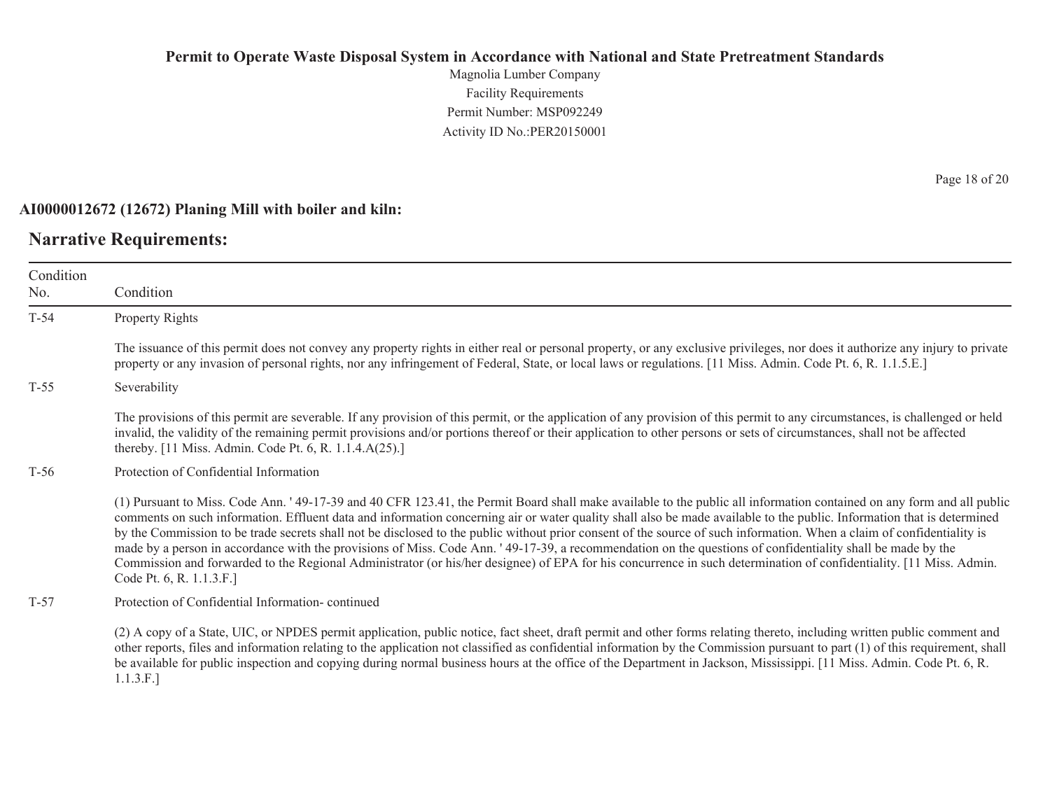**AI0000012672 (12672) Planing Mill with boiler and kiln:**

## Narrative Requirements:

| Condition No. | Condition |
|---|---|
| T-54 | Property Rights<br><br>The issuance of this permit does not convey any property rights in either real or personal property, or any exclusive privileges, nor does it authorize any injury to private property or any invasion of personal rights, nor any infringement of Federal, State, or local laws or regulations. [11 Miss. Admin. Code Pt. 6, R. 1.1.5.E.] |
| T-55 | Severability<br><br>The provisions of this permit are severable. If any provision of this permit, or the application of any provision of this permit to any circumstances, is challenged or held invalid, the validity of the remaining permit provisions and/or portions thereof or their application to other persons or sets of circumstances, shall not be affected thereby. [11 Miss. Admin. Code Pt. 6, R. 1.1.4.A(25).] |
| T-56 | Protection of Confidential Information<br><br>(1) Pursuant to Miss. Code Ann. ' 49-17-39 and 40 CFR 123.41, the Permit Board shall make available to the public all information contained on any form and all public comments on such information. Effluent data and information concerning air or water quality shall also be made available to the public. Information that is determined by the Commission to be trade secrets shall not be disclosed to the public without prior consent of the source of such information. When a claim of confidentiality is made by a person in accordance with the provisions of Miss. Code Ann. ' 49-17-39, a recommendation on the questions of confidentiality shall be made by the Commission and forwarded to the Regional Administrator (or his/her designee) of EPA for his concurrence in such determination of confidentiality. [11 Miss. Admin. Code Pt. 6, R. 1.1.3.F.] |
| T-57 | Protection of Confidential Information- continued<br><br>(2) A copy of a State, UIC, or NPDES permit application, public notice, fact sheet, draft permit and other forms relating thereto, including written public comment and other reports, files and information relating to the application not classified as confidential information by the Commission pursuant to part (1) of this requirement, shall be available for public inspection and copying during normal business hours at the office of the Department in Jackson, Mississippi. [11 Miss. Admin. Code Pt. 6, R. 1.1.3.F.] |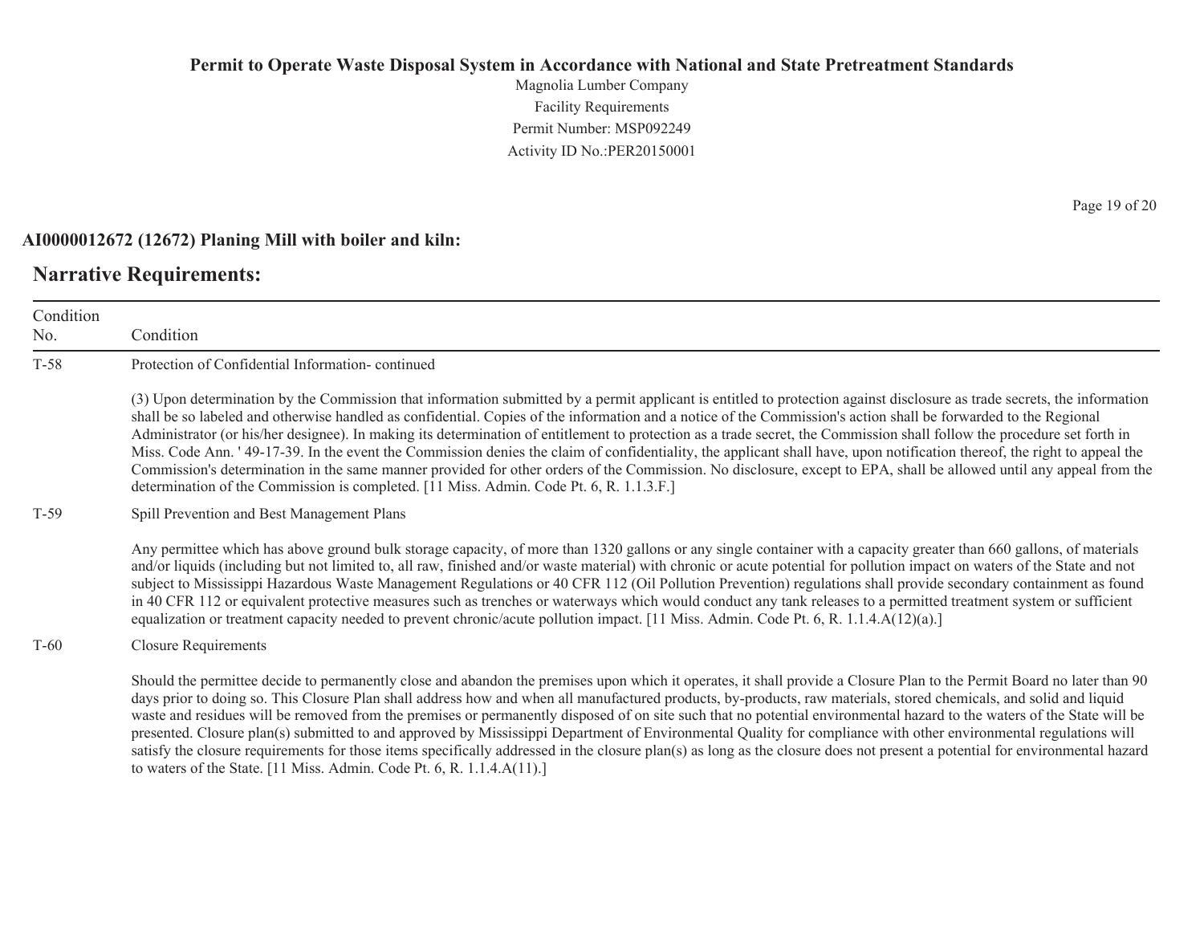**AI0000012672 (12672) Planing Mill with boiler and kiln:**

## Narrative Requirements:

| Condition No. | Condition |
|---|---|
| T-58 | Protection of Confidential Information- continued<br><br>(3) Upon determination by the Commission that information submitted by a permit applicant is entitled to protection against disclosure as trade secrets, the information shall be so labeled and otherwise handled as confidential. Copies of the information and a notice of the Commission's action shall be forwarded to the Regional Administrator (or his/her designee). In making its determination of entitlement to protection as a trade secret, the Commission shall follow the procedure set forth in Miss. Code Ann. ' 49-17-39. In the event the Commission denies the claim of confidentiality, the applicant shall have, upon notification thereof, the right to appeal the Commission's determination in the same manner provided for other orders of the Commission. No disclosure, except to EPA, shall be allowed until any appeal from the determination of the Commission is completed. [11 Miss. Admin. Code Pt. 6, R. 1.1.3.F.] |
| T-59 | Spill Prevention and Best Management Plans<br><br>Any permittee which has above ground bulk storage capacity, of more than 1320 gallons or any single container with a capacity greater than 660 gallons, of materials and/or liquids (including but not limited to, all raw, finished and/or waste material) with chronic or acute potential for pollution impact on waters of the State and not subject to Mississippi Hazardous Waste Management Regulations or 40 CFR 112 (Oil Pollution Prevention) regulations shall provide secondary containment as found in 40 CFR 112 or equivalent protective measures such as trenches or waterways which would conduct any tank releases to a permitted treatment system or sufficient equalization or treatment capacity needed to prevent chronic/acute pollution impact. [11 Miss. Admin. Code Pt. 6, R. 1.1.4.A(12)(a).] |
| T-60 | Closure Requirements<br><br>Should the permittee decide to permanently close and abandon the premises upon which it operates, it shall provide a Closure Plan to the Permit Board no later than 90 days prior to doing so. This Closure Plan shall address how and when all manufactured products, by-products, raw materials, stored chemicals, and solid and liquid waste and residues will be removed from the premises or permanently disposed of on site such that no potential environmental hazard to the waters of the State will be presented. Closure plan(s) submitted to and approved by Mississippi Department of Environmental Quality for compliance with other environmental regulations will satisfy the closure requirements for those items specifically addressed in the closure plan(s) as long as the closure does not present a potential for environmental hazard to waters of the State. [11 Miss. Admin. Code Pt. 6, R. 1.1.4.A(11).] |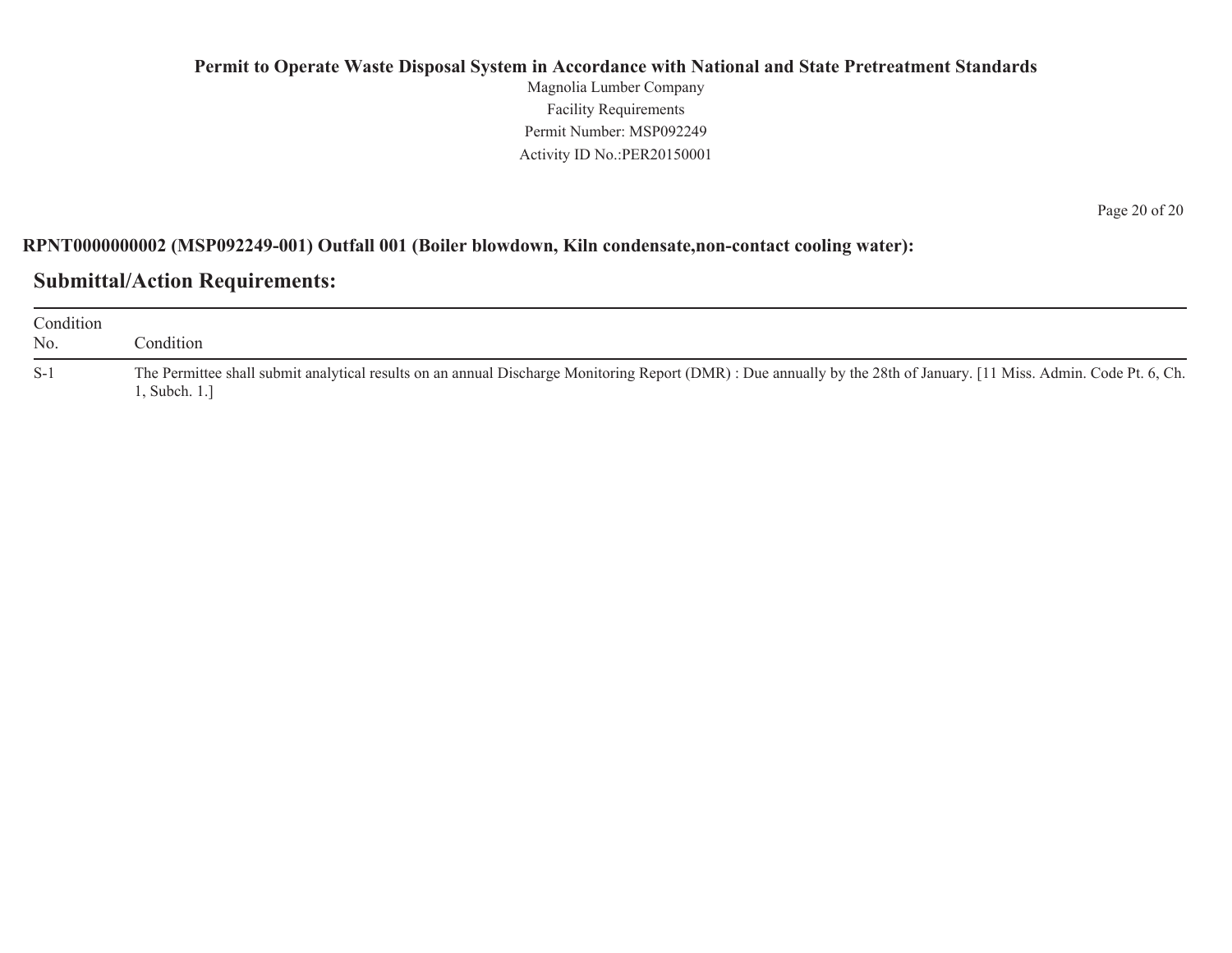**RPNT0000000002 (MSP092249-001) Outfall 001 (Boiler blowdown, Kiln condensate,non-contact cooling water):**

## Submittal/Action Requirements:

| Condition No. | Condition |
|---|---|
| S-1 | The Permittee shall submit analytical results on an annual Discharge Monitoring Report (DMR) : Due annually by the 28th of January. [11 Miss. Admin. Code Pt. 6, Ch. 1, Subch. 1.] |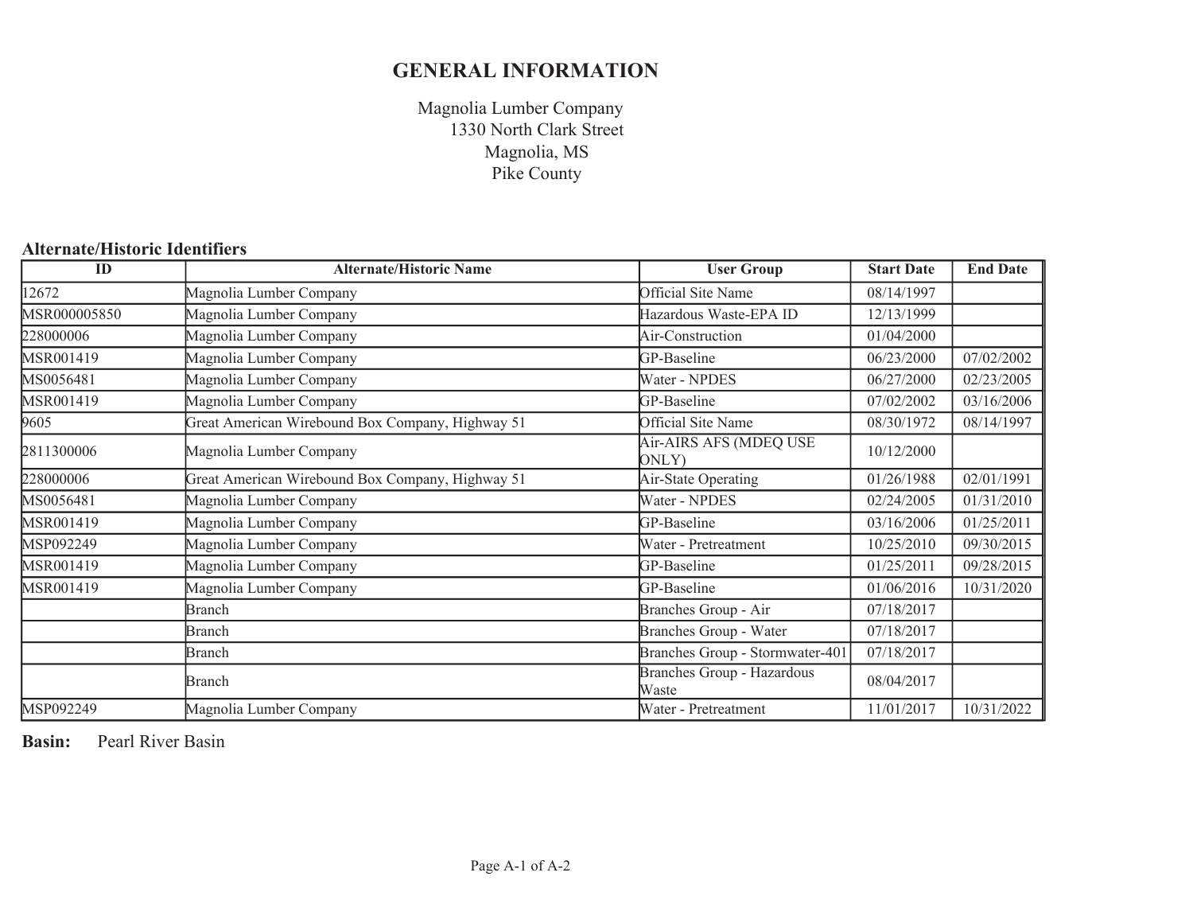# GENERAL INFORMATION

Magnolia Lumber Company
1330 North Clark Street
Magnolia, MS
Pike County

## Alternate/Historic Identifiers

| ID | Alternate/Historic Name | User Group | Start Date | End Date |
|---|---|---|---|---|
| 12672 | Magnolia Lumber Company | Official Site Name | 08/14/1997 | |
| MSR000005850 | Magnolia Lumber Company | Hazardous Waste-EPA ID | 12/13/1999 | |
| 228000006 | Magnolia Lumber Company | Air-Construction | 01/04/2000 | |
| MSR001419 | Magnolia Lumber Company | GP-Baseline | 06/23/2000 | 07/02/2002 |
| MS0056481 | Magnolia Lumber Company | Water - NPDES | 06/27/2000 | 02/23/2005 |
| MSR001419 | Magnolia Lumber Company | GP-Baseline | 07/02/2002 | 03/16/2006 |
| 9605 | Great American Wirebound Box Company, Highway 51 | Official Site Name | 08/30/1972 | 08/14/1997 |
| 2811300006 | Magnolia Lumber Company | Air-AIRS AFS (MDEQ USE ONLY) | 10/12/2000 | |
| 228000006 | Great American Wirebound Box Company, Highway 51 | Air-State Operating | 01/26/1988 | 02/01/1991 |
| MS0056481 | Magnolia Lumber Company | Water - NPDES | 02/24/2005 | 01/31/2010 |
| MSR001419 | Magnolia Lumber Company | GP-Baseline | 03/16/2006 | 01/25/2011 |
| MSP092249 | Magnolia Lumber Company | Water - Pretreatment | 10/25/2010 | 09/30/2015 |
| MSR001419 | Magnolia Lumber Company | GP-Baseline | 01/25/2011 | 09/28/2015 |
| MSR001419 | Magnolia Lumber Company | GP-Baseline | 01/06/2016 | 10/31/2020 |
| | Branch | Branches Group - Air | 07/18/2017 | |
| | Branch | Branches Group - Water | 07/18/2017 | |
| | Branch | Branches Group - Stormwater-401 | 07/18/2017 | |
| | Branch | Branches Group - Hazardous Waste | 08/04/2017 | |
| MSP092249 | Magnolia Lumber Company | Water - Pretreatment | 11/01/2017 | 10/31/2022 |

**Basin:** Pearl River Basin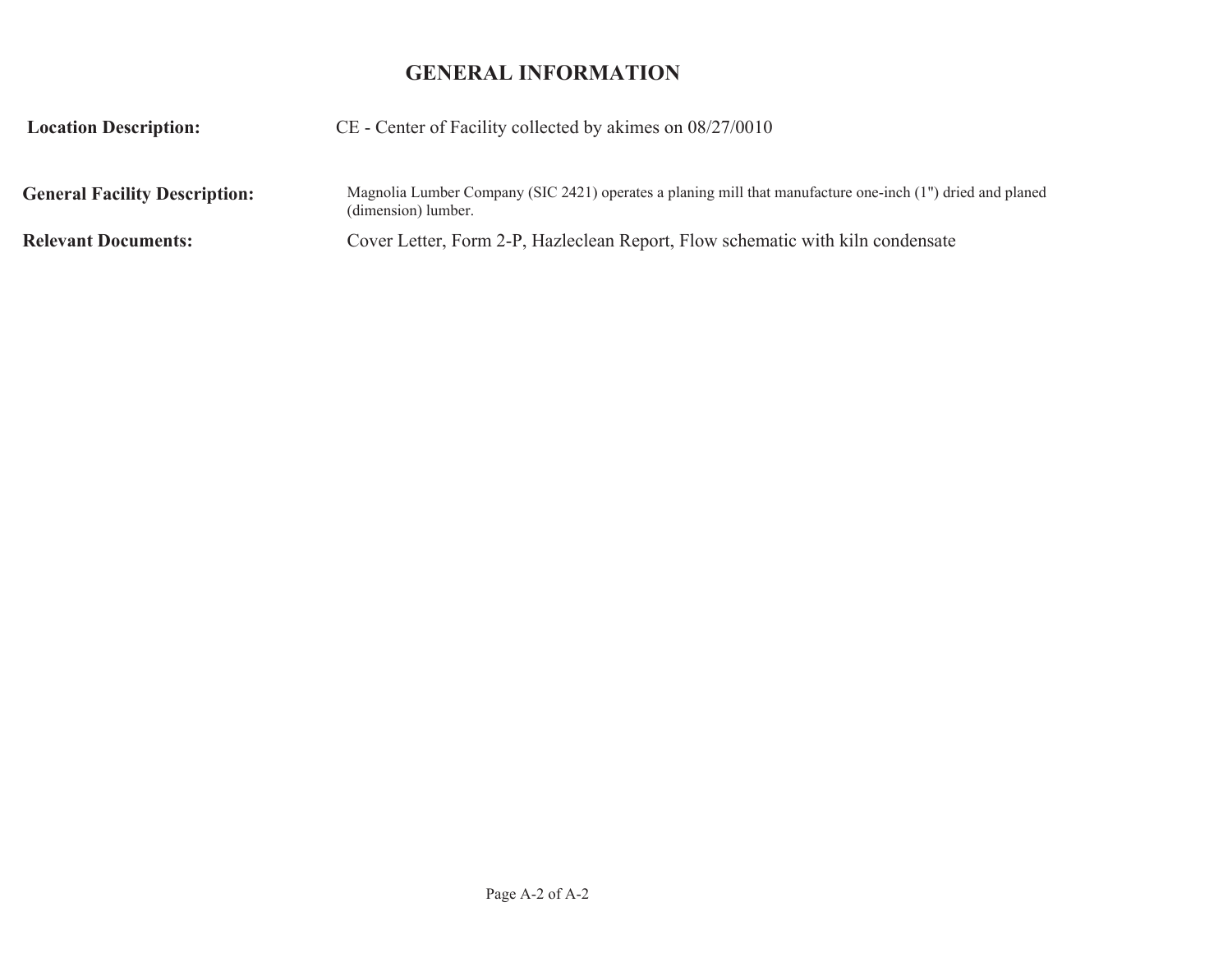# GENERAL INFORMATION

**Location Description:** CE - Center of Facility collected by akimes on 08/27/0010

**General Facility Description:** Magnolia Lumber Company (SIC 2421) operates a planing mill that manufacture one-inch (1") dried and planed (dimension) lumber.

**Relevant Documents:** Cover Letter, Form 2-P, Hazleclean Report, Flow schematic with kiln condensate